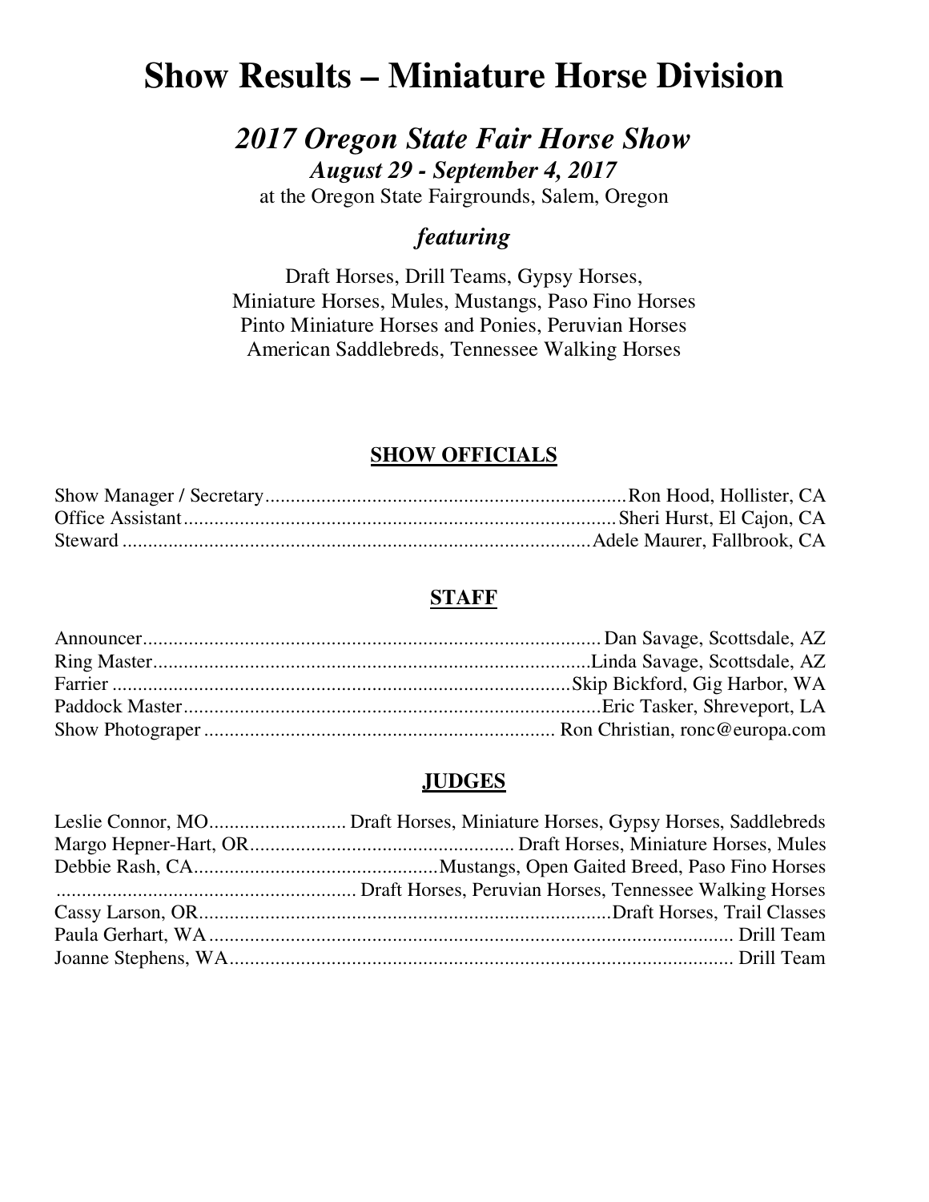# Show Results – Miniature Horse Division

## *2017 Oregon State Fair Horse Show*

***August 29 - September 4, 2017***

at the Oregon State Fairgrounds, Salem, Oregon

### *featuring*

Draft Horses, Drill Teams, Gypsy Horses,
Miniature Horses, Mules, Mustangs, Paso Fino Horses
Pinto Miniature Horses and Ponies, Peruvian Horses
American Saddlebreds, Tennessee Walking Horses

### SHOW OFFICIALS

Show Manager / Secretary....................................................................Ron Hood, Hollister, CA
Office Assistant....................................................................................Sheri Hurst, El Cajon, CA
Steward ...........................................................................................Adele Maurer, Fallbrook, CA

### STAFF

Announcer........................................................................................ Dan Savage, Scottsdale, AZ
Ring Master.....................................................................................Linda Savage, Scottsdale, AZ
Farrier .........................................................................................Skip Bickford, Gig Harbor, WA
Paddock Master.................................................................................Eric Tasker, Shreveport, LA
Show Photograper ................................................................... Ron Christian, ronc@europa.com

### JUDGES

Leslie Connor, MO........................... Draft Horses, Miniature Horses, Gypsy Horses, Saddlebreds
Margo Hepner-Hart, OR.................................................... Draft Horses, Miniature Horses, Mules
Debbie Rash, CA...............................................Mustangs, Open Gaited Breed, Paso Fino Horses
.......................................................... Draft Horses, Peruvian Horses, Tennessee Walking Horses
Cassy Larson, OR.................................................................................Draft Horses, Trail Classes
Paula Gerhart, WA ....................................................................................................... Drill Team
Joanne Stephens, WA.................................................................................................. Drill Team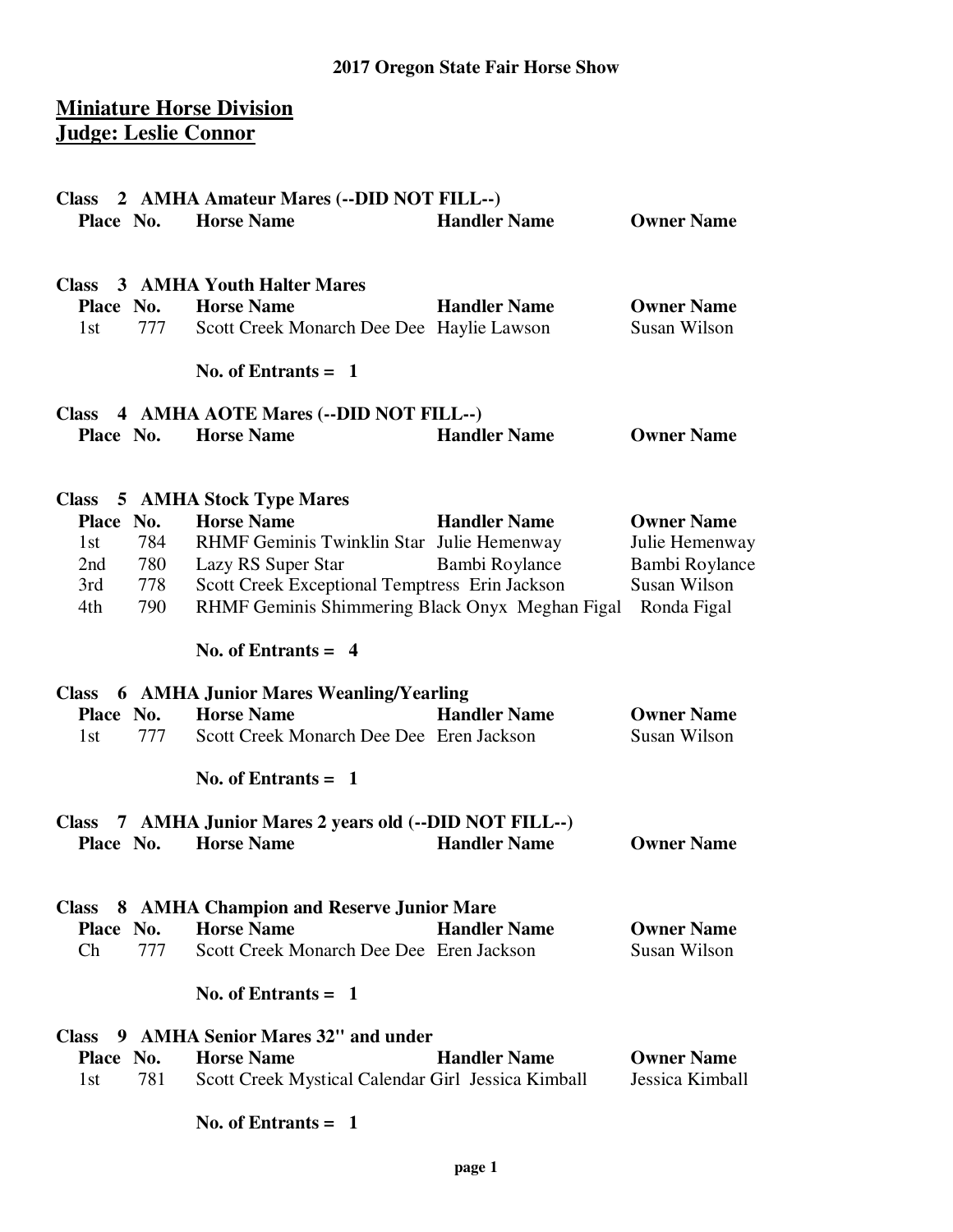**2017 Oregon State Fair Horse Show**

## Miniature Horse Division
## Judge: Leslie Connor

**Class 2 AMHA Amateur Mares (--DID NOT FILL--)**

| Place | No. | Horse Name | Handler Name | Owner Name |
|---|---|---|---|---|

**Class 3 AMHA Youth Halter Mares**

| Place | No. | Horse Name | Handler Name | Owner Name |
|---|---|---|---|---|
| 1st | 777 | Scott Creek Monarch Dee Dee | Haylie Lawson | Susan Wilson |

**No. of Entrants = 1**

**Class 4 AMHA AOTE Mares (--DID NOT FILL--)**

| Place | No. | Horse Name | Handler Name | Owner Name |
|---|---|---|---|---|

**Class 5 AMHA Stock Type Mares**

| Place | No. | Horse Name | Handler Name | Owner Name |
|---|---|---|---|---|
| 1st | 784 | RHMF Geminis Twinklin Star | Julie Hemenway | Julie Hemenway |
| 2nd | 780 | Lazy RS Super Star | Bambi Roylance | Bambi Roylance |
| 3rd | 778 | Scott Creek Exceptional Temptress | Erin Jackson | Susan Wilson |
| 4th | 790 | RHMF Geminis Shimmering Black Onyx | Meghan Figal | Ronda Figal |

**No. of Entrants = 4**

**Class 6 AMHA Junior Mares Weanling/Yearling**

| Place | No. | Horse Name | Handler Name | Owner Name |
|---|---|---|---|---|
| 1st | 777 | Scott Creek Monarch Dee Dee | Eren Jackson | Susan Wilson |

**No. of Entrants = 1**

**Class 7 AMHA Junior Mares 2 years old (--DID NOT FILL--)**

| Place | No. | Horse Name | Handler Name | Owner Name |
|---|---|---|---|---|

**Class 8 AMHA Champion and Reserve Junior Mare**

| Place | No. | Horse Name | Handler Name | Owner Name |
|---|---|---|---|---|
| Ch | 777 | Scott Creek Monarch Dee Dee | Eren Jackson | Susan Wilson |

**No. of Entrants = 1**

**Class 9 AMHA Senior Mares 32" and under**

| Place | No. | Horse Name | Handler Name | Owner Name |
|---|---|---|---|---|
| 1st | 781 | Scott Creek Mystical Calendar Girl | Jessica Kimball | Jessica Kimball |

**No. of Entrants = 1**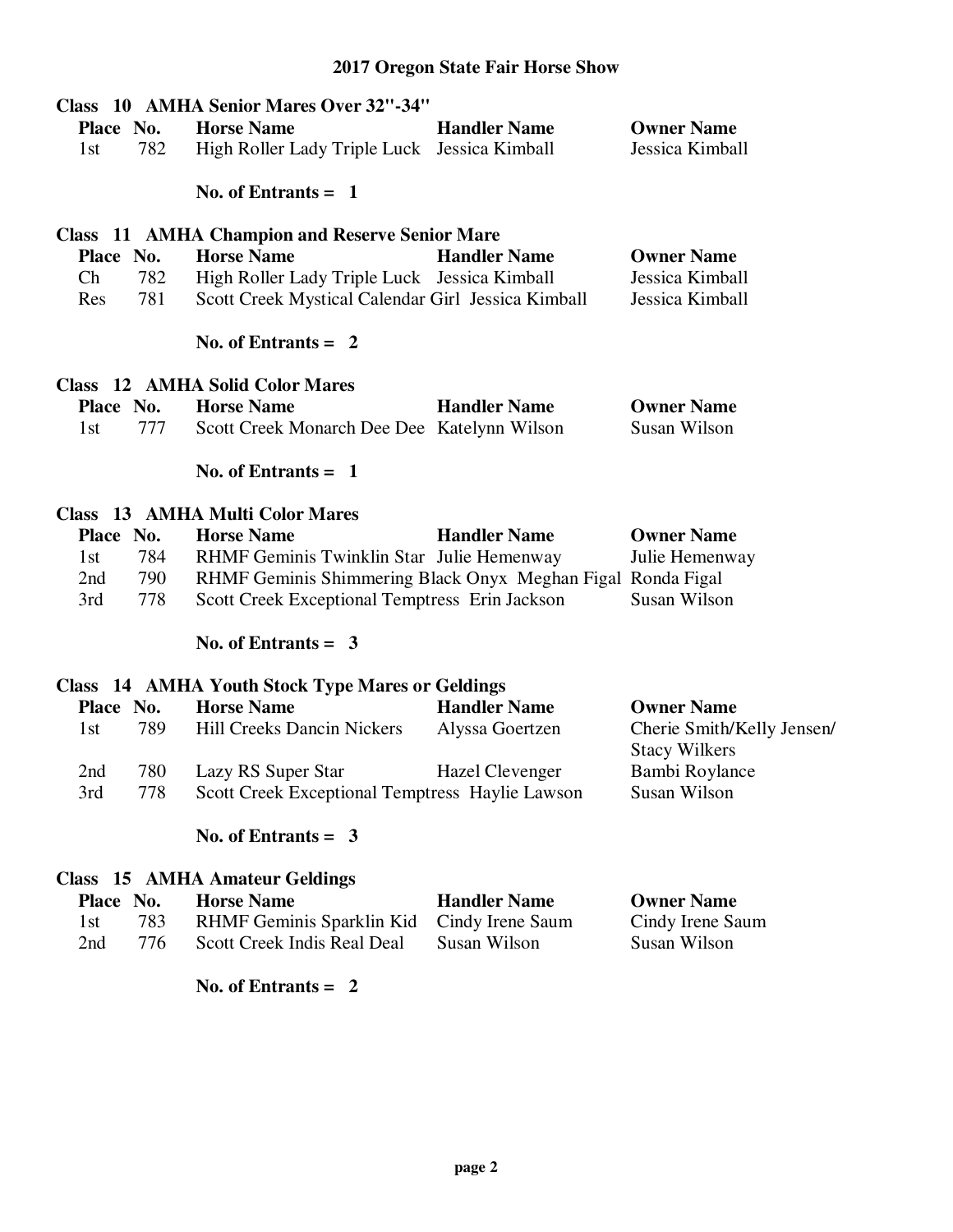# 2017 Oregon State Fair Horse Show

## Class 10 AMHA Senior Mares Over 32"-34"

| Place | No. | Horse Name | Handler Name | Owner Name |
|---|---|---|---|---|
| 1st | 782 | High Roller Lady Triple Luck | Jessica Kimball | Jessica Kimball |

**No. of Entrants = 1**

## Class 11 AMHA Champion and Reserve Senior Mare

| Place | No. | Horse Name | Handler Name | Owner Name |
|---|---|---|---|---|
| Ch | 782 | High Roller Lady Triple Luck | Jessica Kimball | Jessica Kimball |
| Res | 781 | Scott Creek Mystical Calendar Girl | Jessica Kimball | Jessica Kimball |

**No. of Entrants = 2**

## Class 12 AMHA Solid Color Mares

| Place | No. | Horse Name | Handler Name | Owner Name |
|---|---|---|---|---|
| 1st | 777 | Scott Creek Monarch Dee Dee | Katelynn Wilson | Susan Wilson |

**No. of Entrants = 1**

## Class 13 AMHA Multi Color Mares

| Place | No. | Horse Name | Handler Name | Owner Name |
|---|---|---|---|---|
| 1st | 784 | RHMF Geminis Twinklin Star | Julie Hemenway | Julie Hemenway |
| 2nd | 790 | RHMF Geminis Shimmering Black Onyx | Meghan Figal | Ronda Figal |
| 3rd | 778 | Scott Creek Exceptional Temptress | Erin Jackson | Susan Wilson |

**No. of Entrants = 3**

## Class 14 AMHA Youth Stock Type Mares or Geldings

| Place | No. | Horse Name | Handler Name | Owner Name |
|---|---|---|---|---|
| 1st | 789 | Hill Creeks Dancin Nickers | Alyssa Goertzen | Cherie Smith/Kelly Jensen/ Stacy Wilkers |
| 2nd | 780 | Lazy RS Super Star | Hazel Clevenger | Bambi Roylance |
| 3rd | 778 | Scott Creek Exceptional Temptress | Haylie Lawson | Susan Wilson |

**No. of Entrants = 3**

## Class 15 AMHA Amateur Geldings

| Place | No. | Horse Name | Handler Name | Owner Name |
|---|---|---|---|---|
| 1st | 783 | RHMF Geminis Sparklin Kid | Cindy Irene Saum | Cindy Irene Saum |
| 2nd | 776 | Scott Creek Indis Real Deal | Susan Wilson | Susan Wilson |

**No. of Entrants = 2**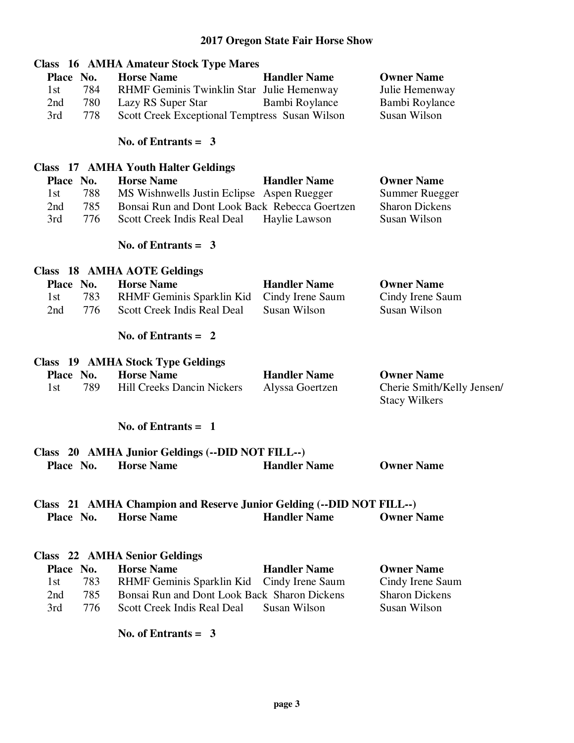# 2017 Oregon State Fair Horse Show

## Class 16 AMHA Amateur Stock Type Mares

| Place | No. | Horse Name | Handler Name | Owner Name |
|---|---|---|---|---|
| 1st | 784 | RHMF Geminis Twinklin Star | Julie Hemenway | Julie Hemenway |
| 2nd | 780 | Lazy RS Super Star | Bambi Roylance | Bambi Roylance |
| 3rd | 778 | Scott Creek Exceptional Temptress | Susan Wilson | Susan Wilson |

**No. of Entrants = 3**

## Class 17 AMHA Youth Halter Geldings

| Place | No. | Horse Name | Handler Name | Owner Name |
|---|---|---|---|---|
| 1st | 788 | MS Wishnwells Justin Eclipse | Aspen Ruegger | Summer Ruegger |
| 2nd | 785 | Bonsai Run and Dont Look Back | Rebecca Goertzen | Sharon Dickens |
| 3rd | 776 | Scott Creek Indis Real Deal | Haylie Lawson | Susan Wilson |

**No. of Entrants = 3**

## Class 18 AMHA AOTE Geldings

| Place | No. | Horse Name | Handler Name | Owner Name |
|---|---|---|---|---|
| 1st | 783 | RHMF Geminis Sparklin Kid | Cindy Irene Saum | Cindy Irene Saum |
| 2nd | 776 | Scott Creek Indis Real Deal | Susan Wilson | Susan Wilson |

**No. of Entrants = 2**

## Class 19 AMHA Stock Type Geldings

| Place | No. | Horse Name | Handler Name | Owner Name |
|---|---|---|---|---|
| 1st | 789 | Hill Creeks Dancin Nickers | Alyssa Goertzen | Cherie Smith/Kelly Jensen/ Stacy Wilkers |

**No. of Entrants = 1**

## Class 20 AMHA Junior Geldings (--DID NOT FILL--)

| Place | No. | Horse Name | Handler Name | Owner Name |
|---|---|---|---|---|

## Class 21 AMHA Champion and Reserve Junior Gelding (--DID NOT FILL--)

| Place | No. | Horse Name | Handler Name | Owner Name |
|---|---|---|---|---|

## Class 22 AMHA Senior Geldings

| Place | No. | Horse Name | Handler Name | Owner Name |
|---|---|---|---|---|
| 1st | 783 | RHMF Geminis Sparklin Kid | Cindy Irene Saum | Cindy Irene Saum |
| 2nd | 785 | Bonsai Run and Dont Look Back | Sharon Dickens | Sharon Dickens |
| 3rd | 776 | Scott Creek Indis Real Deal | Susan Wilson | Susan Wilson |

**No. of Entrants = 3**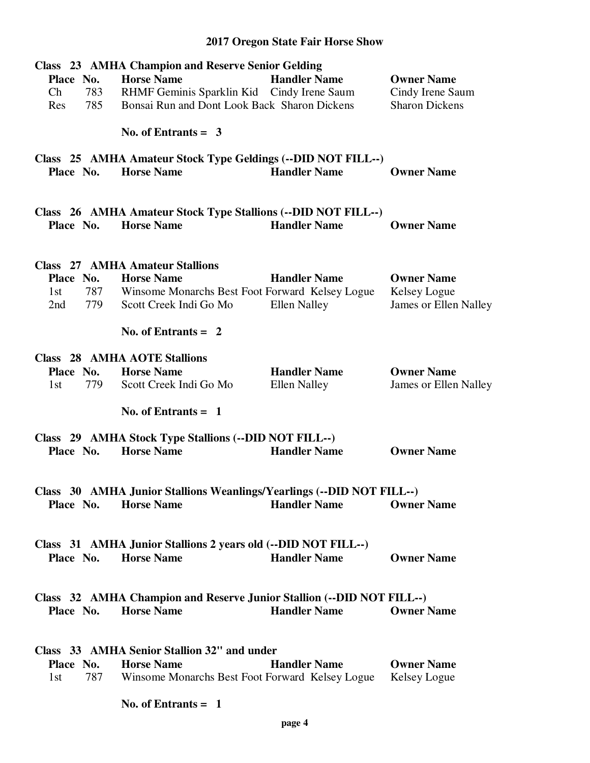# 2017 Oregon State Fair Horse Show

### Class 23 AMHA Champion and Reserve Senior Gelding

| Place | No. | Horse Name | Handler Name | Owner Name |
|---|---|---|---|---|
| Ch | 783 | RHMF Geminis Sparklin Kid | Cindy Irene Saum | Cindy Irene Saum |
| Res | 785 | Bonsai Run and Dont Look Back | Sharon Dickens | Sharon Dickens |

**No. of Entrants = 3**

### Class 25 AMHA Amateur Stock Type Geldings (--DID NOT FILL--)

| Place | No. | Horse Name | Handler Name | Owner Name |
|---|---|---|---|---|

### Class 26 AMHA Amateur Stock Type Stallions (--DID NOT FILL--)

| Place | No. | Horse Name | Handler Name | Owner Name |
|---|---|---|---|---|

### Class 27 AMHA Amateur Stallions

| Place | No. | Horse Name | Handler Name | Owner Name |
|---|---|---|---|---|
| 1st | 787 | Winsome Monarchs Best Foot Forward | Kelsey Logue | Kelsey Logue |
| 2nd | 779 | Scott Creek Indi Go Mo | Ellen Nalley | James or Ellen Nalley |

**No. of Entrants = 2**

### Class 28 AMHA AOTE Stallions

| Place | No. | Horse Name | Handler Name | Owner Name |
|---|---|---|---|---|
| 1st | 779 | Scott Creek Indi Go Mo | Ellen Nalley | James or Ellen Nalley |

**No. of Entrants = 1**

### Class 29 AMHA Stock Type Stallions (--DID NOT FILL--)

| Place | No. | Horse Name | Handler Name | Owner Name |
|---|---|---|---|---|

### Class 30 AMHA Junior Stallions Weanlings/Yearlings (--DID NOT FILL--)

| Place | No. | Horse Name | Handler Name | Owner Name |
|---|---|---|---|---|

### Class 31 AMHA Junior Stallions 2 years old (--DID NOT FILL--)

| Place | No. | Horse Name | Handler Name | Owner Name |
|---|---|---|---|---|

### Class 32 AMHA Champion and Reserve Junior Stallion (--DID NOT FILL--)

| Place | No. | Horse Name | Handler Name | Owner Name |
|---|---|---|---|---|

### Class 33 AMHA Senior Stallion 32" and under

| Place | No. | Horse Name | Handler Name | Owner Name |
|---|---|---|---|---|
| 1st | 787 | Winsome Monarchs Best Foot Forward | Kelsey Logue | Kelsey Logue |

**No. of Entrants = 1**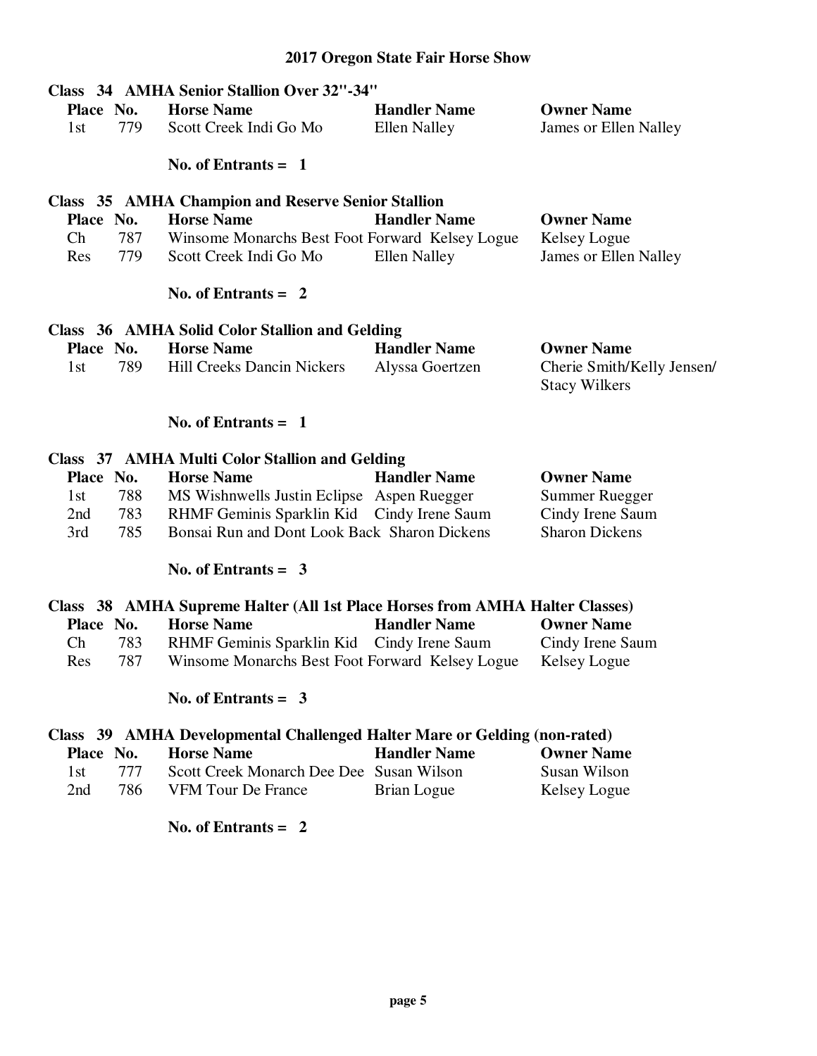## 2017 Oregon State Fair Horse Show

### Class 34 AMHA Senior Stallion Over 32"-34"

| Place | No. | Horse Name | Handler Name | Owner Name |
|---|---|---|---|---|
| 1st | 779 | Scott Creek Indi Go Mo | Ellen Nalley | James or Ellen Nalley |

**No. of Entrants = 1**

### Class 35 AMHA Champion and Reserve Senior Stallion

| Place | No. | Horse Name | Handler Name | Owner Name |
|---|---|---|---|---|
| Ch | 787 | Winsome Monarchs Best Foot Forward | Kelsey Logue | Kelsey Logue |
| Res | 779 | Scott Creek Indi Go Mo | Ellen Nalley | James or Ellen Nalley |

**No. of Entrants = 2**

### Class 36 AMHA Solid Color Stallion and Gelding

| Place | No. | Horse Name | Handler Name | Owner Name |
|---|---|---|---|---|
| 1st | 789 | Hill Creeks Dancin Nickers | Alyssa Goertzen | Cherie Smith/Kelly Jensen/ Stacy Wilkers |

**No. of Entrants = 1**

### Class 37 AMHA Multi Color Stallion and Gelding

| Place | No. | Horse Name | Handler Name | Owner Name |
|---|---|---|---|---|
| 1st | 788 | MS Wishnwells Justin Eclipse | Aspen Ruegger | Summer Ruegger |
| 2nd | 783 | RHMF Geminis Sparklin Kid | Cindy Irene Saum | Cindy Irene Saum |
| 3rd | 785 | Bonsai Run and Dont Look Back | Sharon Dickens | Sharon Dickens |

**No. of Entrants = 3**

### Class 38 AMHA Supreme Halter (All 1st Place Horses from AMHA Halter Classes)

| Place | No. | Horse Name | Handler Name | Owner Name |
|---|---|---|---|---|
| Ch | 783 | RHMF Geminis Sparklin Kid | Cindy Irene Saum | Cindy Irene Saum |
| Res | 787 | Winsome Monarchs Best Foot Forward | Kelsey Logue | Kelsey Logue |

**No. of Entrants = 3**

### Class 39 AMHA Developmental Challenged Halter Mare or Gelding (non-rated)

| Place | No. | Horse Name | Handler Name | Owner Name |
|---|---|---|---|---|
| 1st | 777 | Scott Creek Monarch Dee Dee | Susan Wilson | Susan Wilson |
| 2nd | 786 | VFM Tour De France | Brian Logue | Kelsey Logue |

**No. of Entrants = 2**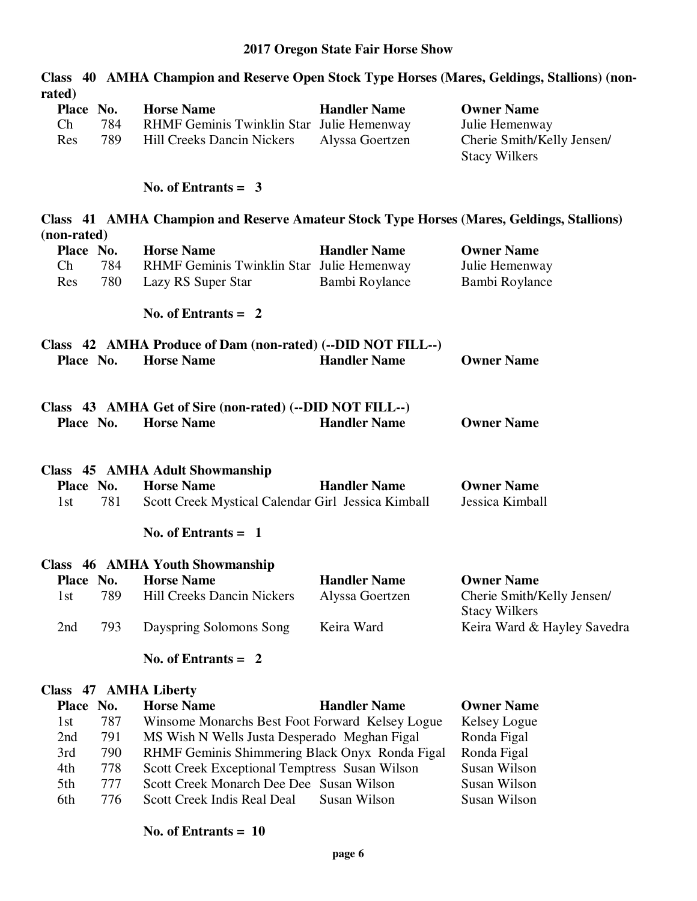# 2017 Oregon State Fair Horse Show

**Class 40 AMHA Champion and Reserve Open Stock Type Horses (Mares, Geldings, Stallions) (non-rated)**

| Place | No. | Horse Name | Handler Name | Owner Name |
|---|---|---|---|---|
| Ch | 784 | RHMF Geminis Twinklin Star | Julie Hemenway | Julie Hemenway |
| Res | 789 | Hill Creeks Dancin Nickers | Alyssa Goertzen | Cherie Smith/Kelly Jensen/ Stacy Wilkers |

**No. of Entrants = 3**

**Class 41 AMHA Champion and Reserve Amateur Stock Type Horses (Mares, Geldings, Stallions) (non-rated)**

| Place | No. | Horse Name | Handler Name | Owner Name |
|---|---|---|---|---|
| Ch | 784 | RHMF Geminis Twinklin Star | Julie Hemenway | Julie Hemenway |
| Res | 780 | Lazy RS Super Star | Bambi Roylance | Bambi Roylance |

**No. of Entrants = 2**

**Class 42 AMHA Produce of Dam (non-rated) (--DID NOT FILL--)**

| Place | No. | Horse Name | Handler Name | Owner Name |
|---|---|---|---|---|

**Class 43 AMHA Get of Sire (non-rated) (--DID NOT FILL--)**

| Place | No. | Horse Name | Handler Name | Owner Name |
|---|---|---|---|---|

**Class 45 AMHA Adult Showmanship**

| Place | No. | Horse Name | Handler Name | Owner Name |
|---|---|---|---|---|
| 1st | 781 | Scott Creek Mystical Calendar Girl | Jessica Kimball | Jessica Kimball |

**No. of Entrants = 1**

**Class 46 AMHA Youth Showmanship**

| Place | No. | Horse Name | Handler Name | Owner Name |
|---|---|---|---|---|
| 1st | 789 | Hill Creeks Dancin Nickers | Alyssa Goertzen | Cherie Smith/Kelly Jensen/ Stacy Wilkers |
| 2nd | 793 | Dayspring Solomons Song | Keira Ward | Keira Ward & Hayley Savedra |

**No. of Entrants = 2**

**Class 47 AMHA Liberty**

| Place | No. | Horse Name | Handler Name | Owner Name |
|---|---|---|---|---|
| 1st | 787 | Winsome Monarchs Best Foot Forward | Kelsey Logue | Kelsey Logue |
| 2nd | 791 | MS Wish N Wells Justa Desperado | Meghan Figal | Ronda Figal |
| 3rd | 790 | RHMF Geminis Shimmering Black Onyx | Ronda Figal | Ronda Figal |
| 4th | 778 | Scott Creek Exceptional Temptress | Susan Wilson | Susan Wilson |
| 5th | 777 | Scott Creek Monarch Dee Dee | Susan Wilson | Susan Wilson |
| 6th | 776 | Scott Creek Indis Real Deal | Susan Wilson | Susan Wilson |

**No. of Entrants = 10**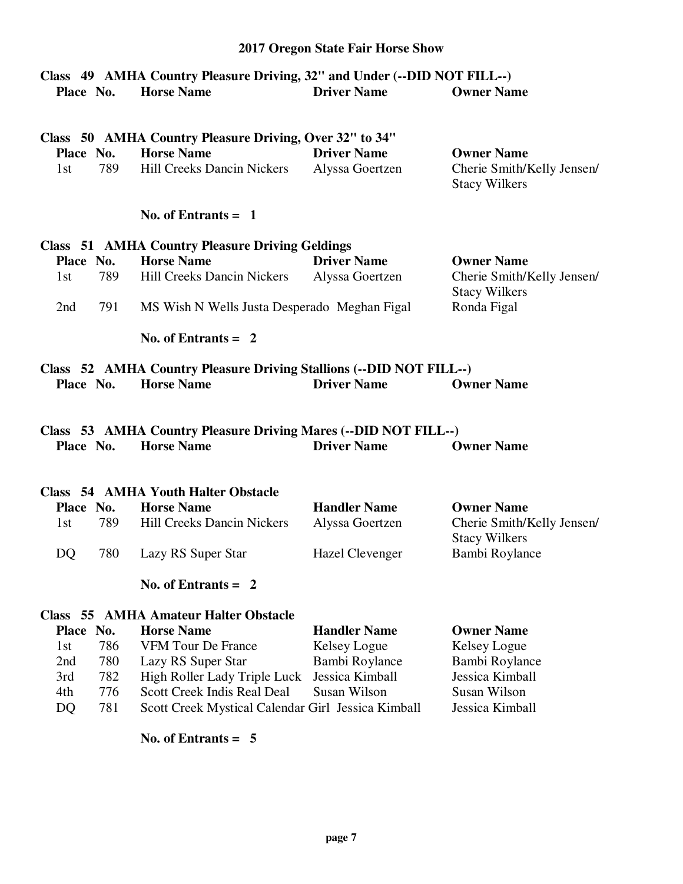## 2017 Oregon State Fair Horse Show

### Class 49 AMHA Country Pleasure Driving, 32" and Under (--DID NOT FILL--)

| Place | No. | Horse Name | Driver Name | Owner Name |
|---|---|---|---|---|

### Class 50 AMHA Country Pleasure Driving, Over 32" to 34"

| Place | No. | Horse Name | Driver Name | Owner Name |
|---|---|---|---|---|
| 1st | 789 | Hill Creeks Dancin Nickers | Alyssa Goertzen | Cherie Smith/Kelly Jensen/ Stacy Wilkers |

**No. of Entrants = 1**

### Class 51 AMHA Country Pleasure Driving Geldings

| Place | No. | Horse Name | Driver Name | Owner Name |
|---|---|---|---|---|
| 1st | 789 | Hill Creeks Dancin Nickers | Alyssa Goertzen | Cherie Smith/Kelly Jensen/ Stacy Wilkers |
| 2nd | 791 | MS Wish N Wells Justa Desperado | Meghan Figal | Ronda Figal |

**No. of Entrants = 2**

### Class 52 AMHA Country Pleasure Driving Stallions (--DID NOT FILL--)

| Place | No. | Horse Name | Driver Name | Owner Name |
|---|---|---|---|---|

### Class 53 AMHA Country Pleasure Driving Mares (--DID NOT FILL--)

| Place | No. | Horse Name | Driver Name | Owner Name |
|---|---|---|---|---|

### Class 54 AMHA Youth Halter Obstacle

| Place | No. | Horse Name | Handler Name | Owner Name |
|---|---|---|---|---|
| 1st | 789 | Hill Creeks Dancin Nickers | Alyssa Goertzen | Cherie Smith/Kelly Jensen/ Stacy Wilkers |
| DQ | 780 | Lazy RS Super Star | Hazel Clevenger | Bambi Roylance |

**No. of Entrants = 2**

### Class 55 AMHA Amateur Halter Obstacle

| Place | No. | Horse Name | Handler Name | Owner Name |
|---|---|---|---|---|
| 1st | 786 | VFM Tour De France | Kelsey Logue | Kelsey Logue |
| 2nd | 780 | Lazy RS Super Star | Bambi Roylance | Bambi Roylance |
| 3rd | 782 | High Roller Lady Triple Luck | Jessica Kimball | Jessica Kimball |
| 4th | 776 | Scott Creek Indis Real Deal | Susan Wilson | Susan Wilson |
| DQ | 781 | Scott Creek Mystical Calendar Girl | Jessica Kimball | Jessica Kimball |

**No. of Entrants = 5**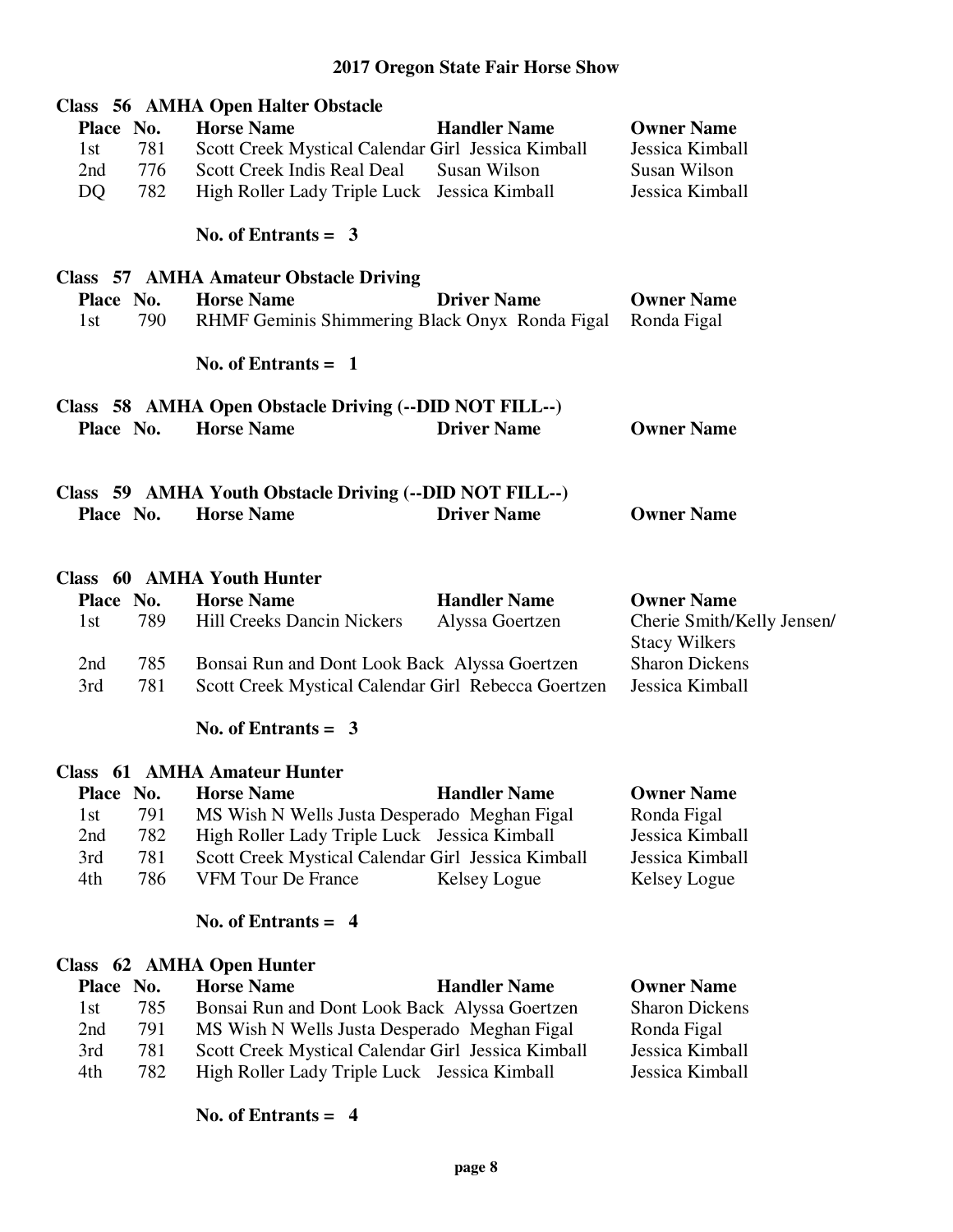## 2017 Oregon State Fair Horse Show

### Class 56 AMHA Open Halter Obstacle

| Place | No. | Horse Name | Handler Name | Owner Name |
|---|---|---|---|---|
| 1st | 781 | Scott Creek Mystical Calendar Girl | Jessica Kimball | Jessica Kimball |
| 2nd | 776 | Scott Creek Indis Real Deal | Susan Wilson | Susan Wilson |
| DQ | 782 | High Roller Lady Triple Luck | Jessica Kimball | Jessica Kimball |

**No. of Entrants = 3**

### Class 57 AMHA Amateur Obstacle Driving

| Place | No. | Horse Name | Driver Name | Owner Name |
|---|---|---|---|---|
| 1st | 790 | RHMF Geminis Shimmering Black Onyx | Ronda Figal | Ronda Figal |

**No. of Entrants = 1**

### Class 58 AMHA Open Obstacle Driving (--DID NOT FILL--)

| Place | No. | Horse Name | Driver Name | Owner Name |
|---|---|---|---|---|

### Class 59 AMHA Youth Obstacle Driving (--DID NOT FILL--)

| Place | No. | Horse Name | Driver Name | Owner Name |
|---|---|---|---|---|

### Class 60 AMHA Youth Hunter

| Place | No. | Horse Name | Handler Name | Owner Name |
|---|---|---|---|---|
| 1st | 789 | Hill Creeks Dancin Nickers | Alyssa Goertzen | Cherie Smith/Kelly Jensen/ Stacy Wilkers |
| 2nd | 785 | Bonsai Run and Dont Look Back | Alyssa Goertzen | Sharon Dickens |
| 3rd | 781 | Scott Creek Mystical Calendar Girl | Rebecca Goertzen | Jessica Kimball |

**No. of Entrants = 3**

### Class 61 AMHA Amateur Hunter

| Place | No. | Horse Name | Handler Name | Owner Name |
|---|---|---|---|---|
| 1st | 791 | MS Wish N Wells Justa Desperado | Meghan Figal | Ronda Figal |
| 2nd | 782 | High Roller Lady Triple Luck | Jessica Kimball | Jessica Kimball |
| 3rd | 781 | Scott Creek Mystical Calendar Girl | Jessica Kimball | Jessica Kimball |
| 4th | 786 | VFM Tour De France | Kelsey Logue | Kelsey Logue |

**No. of Entrants = 4**

### Class 62 AMHA Open Hunter

| Place | No. | Horse Name | Handler Name | Owner Name |
|---|---|---|---|---|
| 1st | 785 | Bonsai Run and Dont Look Back | Alyssa Goertzen | Sharon Dickens |
| 2nd | 791 | MS Wish N Wells Justa Desperado | Meghan Figal | Ronda Figal |
| 3rd | 781 | Scott Creek Mystical Calendar Girl | Jessica Kimball | Jessica Kimball |
| 4th | 782 | High Roller Lady Triple Luck | Jessica Kimball | Jessica Kimball |

**No. of Entrants = 4**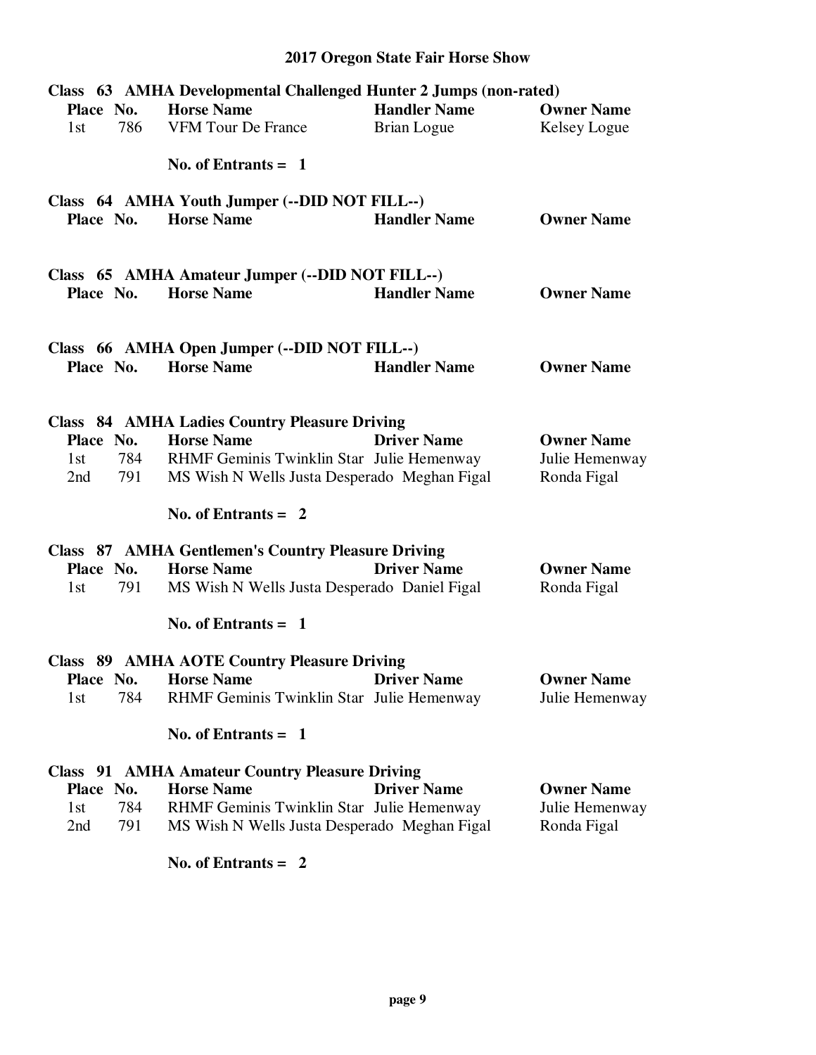## Class 63 AMHA Developmental Challenged Hunter 2 Jumps (non-rated)

| Place | No. | Horse Name | Handler Name | Owner Name |
|---|---|---|---|---|
| 1st | 786 | VFM Tour De France | Brian Logue | Kelsey Logue |

**No. of Entrants = 1**

## Class 64 AMHA Youth Jumper (--DID NOT FILL--)

| Place | No. | Horse Name | Handler Name | Owner Name |
|---|---|---|---|---|

## Class 65 AMHA Amateur Jumper (--DID NOT FILL--)

| Place | No. | Horse Name | Handler Name | Owner Name |
|---|---|---|---|---|

## Class 66 AMHA Open Jumper (--DID NOT FILL--)

| Place | No. | Horse Name | Handler Name | Owner Name |
|---|---|---|---|---|

## Class 84 AMHA Ladies Country Pleasure Driving

| Place | No. | Horse Name | Driver Name | Owner Name |
|---|---|---|---|---|
| 1st | 784 | RHMF Geminis Twinklin Star | Julie Hemenway | Julie Hemenway |
| 2nd | 791 | MS Wish N Wells Justa Desperado | Meghan Figal | Ronda Figal |

**No. of Entrants = 2**

## Class 87 AMHA Gentlemen's Country Pleasure Driving

| Place | No. | Horse Name | Driver Name | Owner Name |
|---|---|---|---|---|
| 1st | 791 | MS Wish N Wells Justa Desperado | Daniel Figal | Ronda Figal |

**No. of Entrants = 1**

## Class 89 AMHA AOTE Country Pleasure Driving

| Place | No. | Horse Name | Driver Name | Owner Name |
|---|---|---|---|---|
| 1st | 784 | RHMF Geminis Twinklin Star | Julie Hemenway | Julie Hemenway |

**No. of Entrants = 1**

## Class 91 AMHA Amateur Country Pleasure Driving

| Place | No. | Horse Name | Driver Name | Owner Name |
|---|---|---|---|---|
| 1st | 784 | RHMF Geminis Twinklin Star | Julie Hemenway | Julie Hemenway |
| 2nd | 791 | MS Wish N Wells Justa Desperado | Meghan Figal | Ronda Figal |

**No. of Entrants = 2**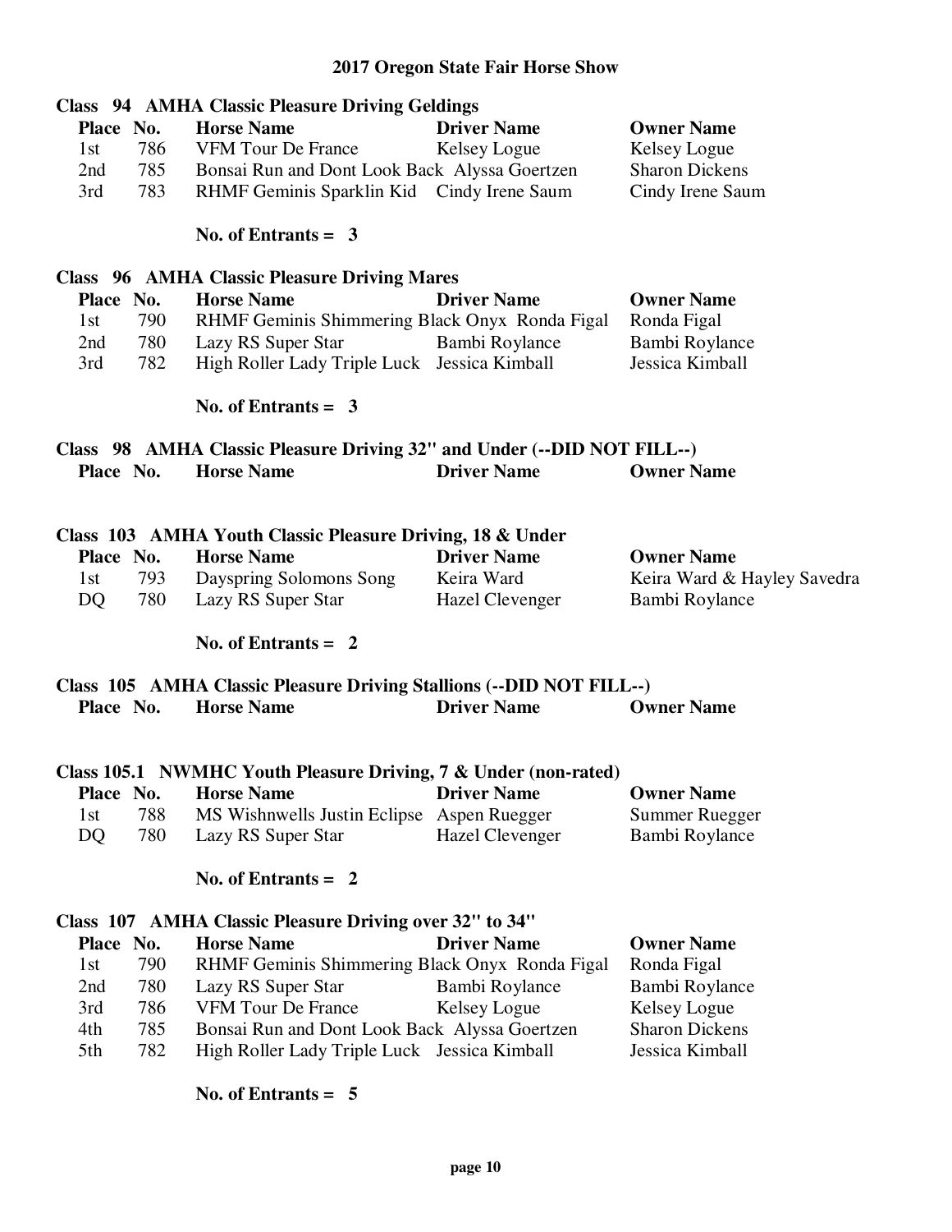# 2017 Oregon State Fair Horse Show

## Class 94 AMHA Classic Pleasure Driving Geldings

| Place | No. | Horse Name | Driver Name | Owner Name |
|---|---|---|---|---|
| 1st | 786 | VFM Tour De France | Kelsey Logue | Kelsey Logue |
| 2nd | 785 | Bonsai Run and Dont Look Back | Alyssa Goertzen | Sharon Dickens |
| 3rd | 783 | RHMF Geminis Sparklin Kid | Cindy Irene Saum | Cindy Irene Saum |

**No. of Entrants = 3**

## Class 96 AMHA Classic Pleasure Driving Mares

| Place | No. | Horse Name | Driver Name | Owner Name |
|---|---|---|---|---|
| 1st | 790 | RHMF Geminis Shimmering Black Onyx | Ronda Figal | Ronda Figal |
| 2nd | 780 | Lazy RS Super Star | Bambi Roylance | Bambi Roylance |
| 3rd | 782 | High Roller Lady Triple Luck | Jessica Kimball | Jessica Kimball |

**No. of Entrants = 3**

## Class 98 AMHA Classic Pleasure Driving 32" and Under (--DID NOT FILL--)

| Place | No. | Horse Name | Driver Name | Owner Name |
|---|---|---|---|---|

## Class 103 AMHA Youth Classic Pleasure Driving, 18 & Under

| Place | No. | Horse Name | Driver Name | Owner Name |
|---|---|---|---|---|
| 1st | 793 | Dayspring Solomons Song | Keira Ward | Keira Ward & Hayley Savedra |
| DQ | 780 | Lazy RS Super Star | Hazel Clevenger | Bambi Roylance |

**No. of Entrants = 2**

## Class 105 AMHA Classic Pleasure Driving Stallions (--DID NOT FILL--)

| Place | No. | Horse Name | Driver Name | Owner Name |
|---|---|---|---|---|

## Class 105.1 NWMHC Youth Pleasure Driving, 7 & Under (non-rated)

| Place | No. | Horse Name | Driver Name | Owner Name |
|---|---|---|---|---|
| 1st | 788 | MS Wishnwells Justin Eclipse | Aspen Ruegger | Summer Ruegger |
| DQ | 780 | Lazy RS Super Star | Hazel Clevenger | Bambi Roylance |

**No. of Entrants = 2**

## Class 107 AMHA Classic Pleasure Driving over 32" to 34"

| Place | No. | Horse Name | Driver Name | Owner Name |
|---|---|---|---|---|
| 1st | 790 | RHMF Geminis Shimmering Black Onyx | Ronda Figal | Ronda Figal |
| 2nd | 780 | Lazy RS Super Star | Bambi Roylance | Bambi Roylance |
| 3rd | 786 | VFM Tour De France | Kelsey Logue | Kelsey Logue |
| 4th | 785 | Bonsai Run and Dont Look Back | Alyssa Goertzen | Sharon Dickens |
| 5th | 782 | High Roller Lady Triple Luck | Jessica Kimball | Jessica Kimball |

**No. of Entrants = 5**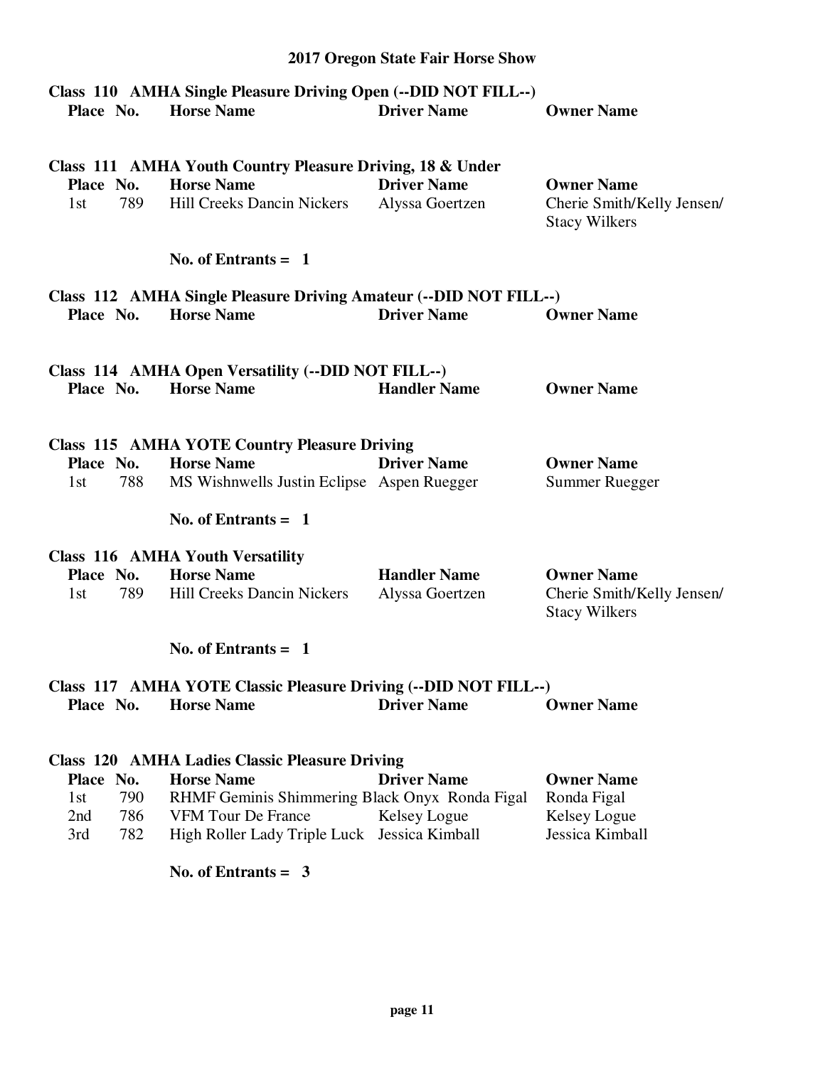# 2017 Oregon State Fair Horse Show

## Class 110 AMHA Single Pleasure Driving Open (--DID NOT FILL--)

| Place | No. | Horse Name | Driver Name | Owner Name |
|---|---|---|---|---|

## Class 111 AMHA Youth Country Pleasure Driving, 18 & Under

| Place | No. | Horse Name | Driver Name | Owner Name |
|---|---|---|---|---|
| 1st | 789 | Hill Creeks Dancin Nickers | Alyssa Goertzen | Cherie Smith/Kelly Jensen/ Stacy Wilkers |

**No. of Entrants = 1**

## Class 112 AMHA Single Pleasure Driving Amateur (--DID NOT FILL--)

| Place | No. | Horse Name | Driver Name | Owner Name |
|---|---|---|---|---|

## Class 114 AMHA Open Versatility (--DID NOT FILL--)

| Place | No. | Horse Name | Handler Name | Owner Name |
|---|---|---|---|---|

## Class 115 AMHA YOTE Country Pleasure Driving

| Place | No. | Horse Name | Driver Name | Owner Name |
|---|---|---|---|---|
| 1st | 788 | MS Wishnwells Justin Eclipse | Aspen Ruegger | Summer Ruegger |

**No. of Entrants = 1**

## Class 116 AMHA Youth Versatility

| Place | No. | Horse Name | Handler Name | Owner Name |
|---|---|---|---|---|
| 1st | 789 | Hill Creeks Dancin Nickers | Alyssa Goertzen | Cherie Smith/Kelly Jensen/ Stacy Wilkers |

**No. of Entrants = 1**

## Class 117 AMHA YOTE Classic Pleasure Driving (--DID NOT FILL--)

| Place | No. | Horse Name | Driver Name | Owner Name |
|---|---|---|---|---|

## Class 120 AMHA Ladies Classic Pleasure Driving

| Place | No. | Horse Name | Driver Name | Owner Name |
|---|---|---|---|---|
| 1st | 790 | RHMF Geminis Shimmering Black Onyx | Ronda Figal | Ronda Figal |
| 2nd | 786 | VFM Tour De France | Kelsey Logue | Kelsey Logue |
| 3rd | 782 | High Roller Lady Triple Luck | Jessica Kimball | Jessica Kimball |

**No. of Entrants = 3**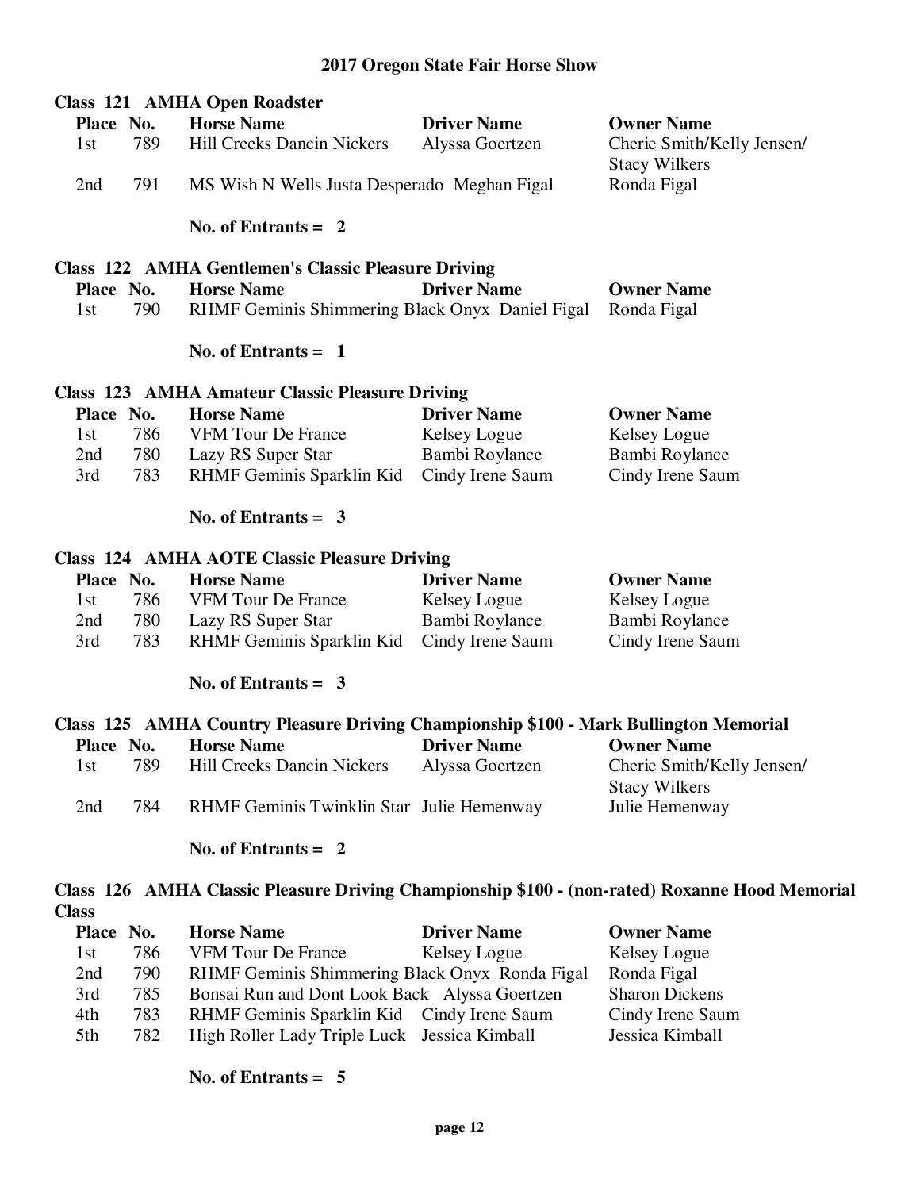# 2017 Oregon State Fair Horse Show

## Class 121 AMHA Open Roadster

| Place | No. | Horse Name | Driver Name | Owner Name |
|---|---|---|---|---|
| 1st | 789 | Hill Creeks Dancin Nickers | Alyssa Goertzen | Cherie Smith/Kelly Jensen/ Stacy Wilkers |
| 2nd | 791 | MS Wish N Wells Justa Desperado | Meghan Figal | Ronda Figal |

**No. of Entrants = 2**

## Class 122 AMHA Gentlemen's Classic Pleasure Driving

| Place | No. | Horse Name | Driver Name | Owner Name |
|---|---|---|---|---|
| 1st | 790 | RHMF Geminis Shimmering Black Onyx | Daniel Figal | Ronda Figal |

**No. of Entrants = 1**

## Class 123 AMHA Amateur Classic Pleasure Driving

| Place | No. | Horse Name | Driver Name | Owner Name |
|---|---|---|---|---|
| 1st | 786 | VFM Tour De France | Kelsey Logue | Kelsey Logue |
| 2nd | 780 | Lazy RS Super Star | Bambi Roylance | Bambi Roylance |
| 3rd | 783 | RHMF Geminis Sparklin Kid | Cindy Irene Saum | Cindy Irene Saum |

**No. of Entrants = 3**

## Class 124 AMHA AOTE Classic Pleasure Driving

| Place | No. | Horse Name | Driver Name | Owner Name |
|---|---|---|---|---|
| 1st | 786 | VFM Tour De France | Kelsey Logue | Kelsey Logue |
| 2nd | 780 | Lazy RS Super Star | Bambi Roylance | Bambi Roylance |
| 3rd | 783 | RHMF Geminis Sparklin Kid | Cindy Irene Saum | Cindy Irene Saum |

**No. of Entrants = 3**

## Class 125 AMHA Country Pleasure Driving Championship $100 - Mark Bullington Memorial

| Place | No. | Horse Name | Driver Name | Owner Name |
|---|---|---|---|---|
| 1st | 789 | Hill Creeks Dancin Nickers | Alyssa Goertzen | Cherie Smith/Kelly Jensen/ Stacy Wilkers |
| 2nd | 784 | RHMF Geminis Twinklin Star | Julie Hemenway | Julie Hemenway |

**No. of Entrants = 2**

## Class 126 AMHA Classic Pleasure Driving Championship $100 - (non-rated) Roxanne Hood Memorial Class

| Place | No. | Horse Name | Driver Name | Owner Name |
|---|---|---|---|---|
| 1st | 786 | VFM Tour De France | Kelsey Logue | Kelsey Logue |
| 2nd | 790 | RHMF Geminis Shimmering Black Onyx | Ronda Figal | Ronda Figal |
| 3rd | 785 | Bonsai Run and Dont Look Back | Alyssa Goertzen | Sharon Dickens |
| 4th | 783 | RHMF Geminis Sparklin Kid | Cindy Irene Saum | Cindy Irene Saum |
| 5th | 782 | High Roller Lady Triple Luck | Jessica Kimball | Jessica Kimball |

**No. of Entrants = 5**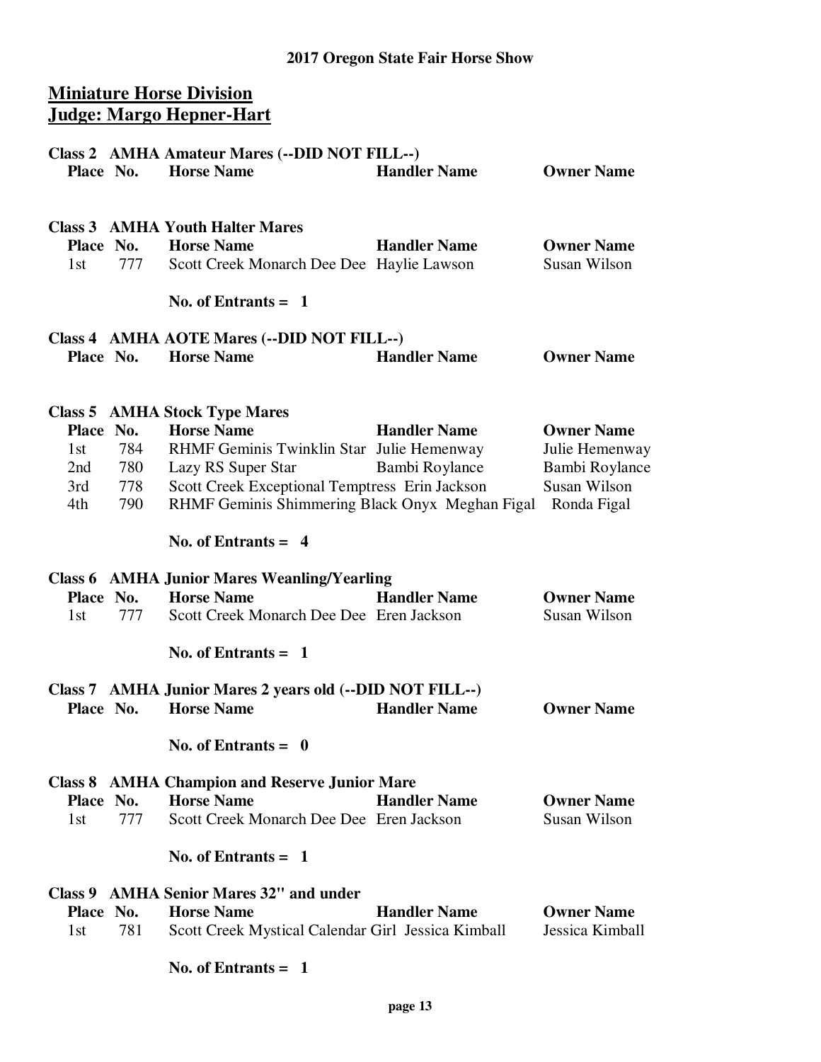## 2017 Oregon State Fair Horse Show

## Miniature Horse Division
## Judge: Margo Hepner-Hart

**Class 2 AMHA Amateur Mares (--DID NOT FILL--)**

| Place | No. | Horse Name | Handler Name | Owner Name |
|---|---|---|---|---|

**Class 3 AMHA Youth Halter Mares**

| Place | No. | Horse Name | Handler Name | Owner Name |
|---|---|---|---|---|
| 1st | 777 | Scott Creek Monarch Dee Dee | Haylie Lawson | Susan Wilson |

**No. of Entrants = 1**

**Class 4 AMHA AOTE Mares (--DID NOT FILL--)**

| Place | No. | Horse Name | Handler Name | Owner Name |
|---|---|---|---|---|

**Class 5 AMHA Stock Type Mares**

| Place | No. | Horse Name | Handler Name | Owner Name |
|---|---|---|---|---|
| 1st | 784 | RHMF Geminis Twinklin Star | Julie Hemenway | Julie Hemenway |
| 2nd | 780 | Lazy RS Super Star | Bambi Roylance | Bambi Roylance |
| 3rd | 778 | Scott Creek Exceptional Temptress | Erin Jackson | Susan Wilson |
| 4th | 790 | RHMF Geminis Shimmering Black Onyx | Meghan Figal | Ronda Figal |

**No. of Entrants = 4**

**Class 6 AMHA Junior Mares Weanling/Yearling**

| Place | No. | Horse Name | Handler Name | Owner Name |
|---|---|---|---|---|
| 1st | 777 | Scott Creek Monarch Dee Dee | Eren Jackson | Susan Wilson |

**No. of Entrants = 1**

**Class 7 AMHA Junior Mares 2 years old (--DID NOT FILL--)**

| Place | No. | Horse Name | Handler Name | Owner Name |
|---|---|---|---|---|

**No. of Entrants = 0**

**Class 8 AMHA Champion and Reserve Junior Mare**

| Place | No. | Horse Name | Handler Name | Owner Name |
|---|---|---|---|---|
| 1st | 777 | Scott Creek Monarch Dee Dee | Eren Jackson | Susan Wilson |

**No. of Entrants = 1**

**Class 9 AMHA Senior Mares 32" and under**

| Place | No. | Horse Name | Handler Name | Owner Name |
|---|---|---|---|---|
| 1st | 781 | Scott Creek Mystical Calendar Girl | Jessica Kimball | Jessica Kimball |

**No. of Entrants = 1**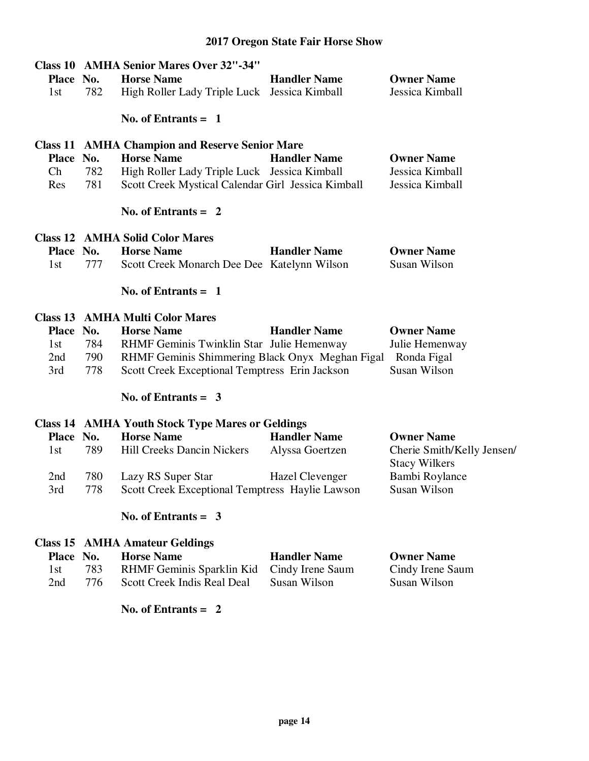## 2017 Oregon State Fair Horse Show

### Class 10 AMHA Senior Mares Over 32"-34"

| Place | No. | Horse Name | Handler Name | Owner Name |
|---|---|---|---|---|
| 1st | 782 | High Roller Lady Triple Luck | Jessica Kimball | Jessica Kimball |

**No. of Entrants = 1**

### Class 11 AMHA Champion and Reserve Senior Mare

| Place | No. | Horse Name | Handler Name | Owner Name |
|---|---|---|---|---|
| Ch | 782 | High Roller Lady Triple Luck | Jessica Kimball | Jessica Kimball |
| Res | 781 | Scott Creek Mystical Calendar Girl | Jessica Kimball | Jessica Kimball |

**No. of Entrants = 2**

### Class 12 AMHA Solid Color Mares

| Place | No. | Horse Name | Handler Name | Owner Name |
|---|---|---|---|---|
| 1st | 777 | Scott Creek Monarch Dee Dee | Katelynn Wilson | Susan Wilson |

**No. of Entrants = 1**

### Class 13 AMHA Multi Color Mares

| Place | No. | Horse Name | Handler Name | Owner Name |
|---|---|---|---|---|
| 1st | 784 | RHMF Geminis Twinklin Star | Julie Hemenway | Julie Hemenway |
| 2nd | 790 | RHMF Geminis Shimmering Black Onyx | Meghan Figal | Ronda Figal |
| 3rd | 778 | Scott Creek Exceptional Temptress | Erin Jackson | Susan Wilson |

**No. of Entrants = 3**

### Class 14 AMHA Youth Stock Type Mares or Geldings

| Place | No. | Horse Name | Handler Name | Owner Name |
|---|---|---|---|---|
| 1st | 789 | Hill Creeks Dancin Nickers | Alyssa Goertzen | Cherie Smith/Kelly Jensen/ Stacy Wilkers |
| 2nd | 780 | Lazy RS Super Star | Hazel Clevenger | Bambi Roylance |
| 3rd | 778 | Scott Creek Exceptional Temptress | Haylie Lawson | Susan Wilson |

**No. of Entrants = 3**

### Class 15 AMHA Amateur Geldings

| Place | No. | Horse Name | Handler Name | Owner Name |
|---|---|---|---|---|
| 1st | 783 | RHMF Geminis Sparklin Kid | Cindy Irene Saum | Cindy Irene Saum |
| 2nd | 776 | Scott Creek Indis Real Deal | Susan Wilson | Susan Wilson |

**No. of Entrants = 2**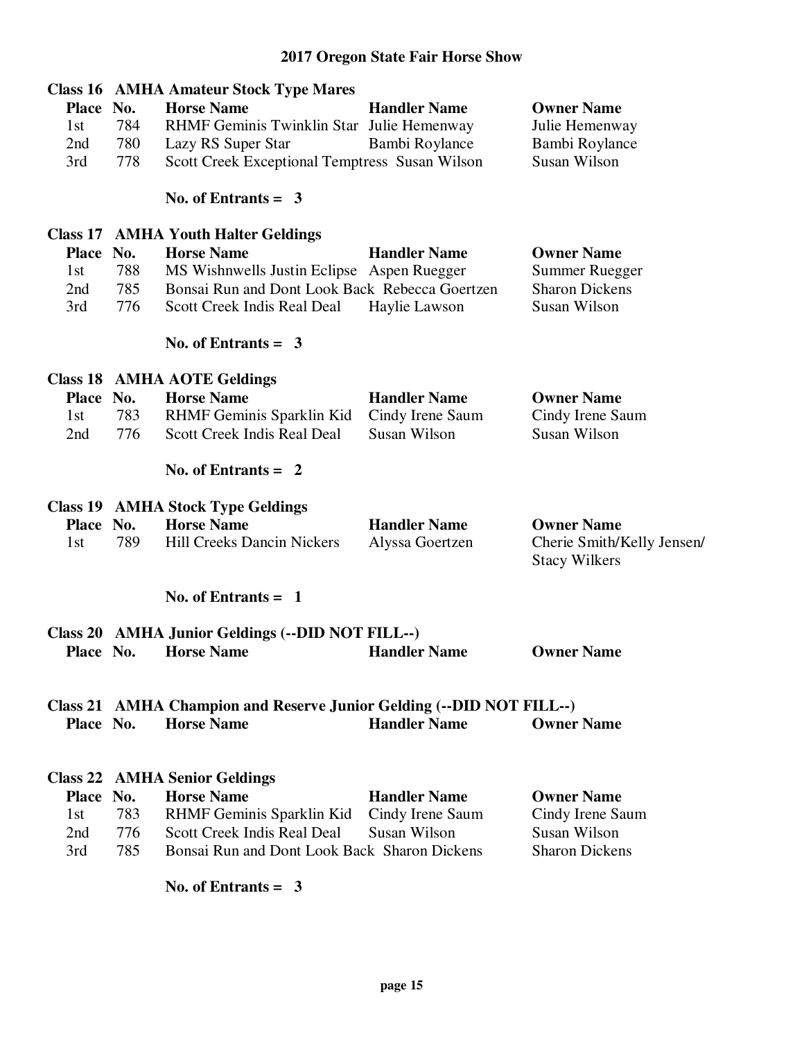# 2017 Oregon State Fair Horse Show

## Class 16 AMHA Amateur Stock Type Mares

| Place | No. | Horse Name | Handler Name | Owner Name |
|---|---|---|---|---|
| 1st | 784 | RHMF Geminis Twinklin Star | Julie Hemenway | Julie Hemenway |
| 2nd | 780 | Lazy RS Super Star | Bambi Roylance | Bambi Roylance |
| 3rd | 778 | Scott Creek Exceptional Temptress | Susan Wilson | Susan Wilson |

**No. of Entrants = 3**

## Class 17 AMHA Youth Halter Geldings

| Place | No. | Horse Name | Handler Name | Owner Name |
|---|---|---|---|---|
| 1st | 788 | MS Wishnwells Justin Eclipse | Aspen Ruegger | Summer Ruegger |
| 2nd | 785 | Bonsai Run and Dont Look Back | Rebecca Goertzen | Sharon Dickens |
| 3rd | 776 | Scott Creek Indis Real Deal | Haylie Lawson | Susan Wilson |

**No. of Entrants = 3**

## Class 18 AMHA AOTE Geldings

| Place | No. | Horse Name | Handler Name | Owner Name |
|---|---|---|---|---|
| 1st | 783 | RHMF Geminis Sparklin Kid | Cindy Irene Saum | Cindy Irene Saum |
| 2nd | 776 | Scott Creek Indis Real Deal | Susan Wilson | Susan Wilson |

**No. of Entrants = 2**

## Class 19 AMHA Stock Type Geldings

| Place | No. | Horse Name | Handler Name | Owner Name |
|---|---|---|---|---|
| 1st | 789 | Hill Creeks Dancin Nickers | Alyssa Goertzen | Cherie Smith/Kelly Jensen/ Stacy Wilkers |

**No. of Entrants = 1**

## Class 20 AMHA Junior Geldings (--DID NOT FILL--)

| Place | No. | Horse Name | Handler Name | Owner Name |
|---|---|---|---|---|

## Class 21 AMHA Champion and Reserve Junior Gelding (--DID NOT FILL--)

| Place | No. | Horse Name | Handler Name | Owner Name |
|---|---|---|---|---|

## Class 22 AMHA Senior Geldings

| Place | No. | Horse Name | Handler Name | Owner Name |
|---|---|---|---|---|
| 1st | 783 | RHMF Geminis Sparklin Kid | Cindy Irene Saum | Cindy Irene Saum |
| 2nd | 776 | Scott Creek Indis Real Deal | Susan Wilson | Susan Wilson |
| 3rd | 785 | Bonsai Run and Dont Look Back | Sharon Dickens | Sharon Dickens |

**No. of Entrants = 3**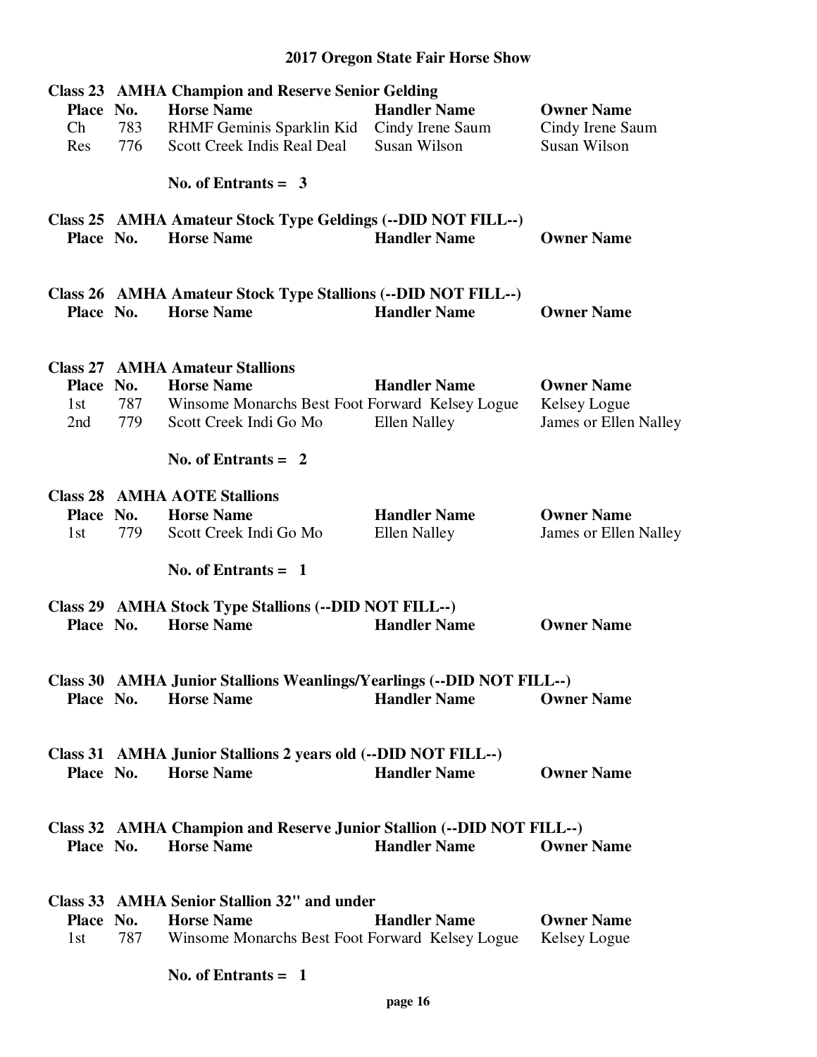# 2017 Oregon State Fair Horse Show

### Class 23 AMHA Champion and Reserve Senior Gelding

| Place | No. | Horse Name | Handler Name | Owner Name |
|---|---|---|---|---|
| Ch | 783 | RHMF Geminis Sparklin Kid | Cindy Irene Saum | Cindy Irene Saum |
| Res | 776 | Scott Creek Indis Real Deal | Susan Wilson | Susan Wilson |

**No. of Entrants = 3**

### Class 25 AMHA Amateur Stock Type Geldings (--DID NOT FILL--)

| Place | No. | Horse Name | Handler Name | Owner Name |
|---|---|---|---|---|

### Class 26 AMHA Amateur Stock Type Stallions (--DID NOT FILL--)

| Place | No. | Horse Name | Handler Name | Owner Name |
|---|---|---|---|---|

### Class 27 AMHA Amateur Stallions

| Place | No. | Horse Name | Handler Name | Owner Name |
|---|---|---|---|---|
| 1st | 787 | Winsome Monarchs Best Foot Forward | Kelsey Logue | Kelsey Logue |
| 2nd | 779 | Scott Creek Indi Go Mo | Ellen Nalley | James or Ellen Nalley |

**No. of Entrants = 2**

### Class 28 AMHA AOTE Stallions

| Place | No. | Horse Name | Handler Name | Owner Name |
|---|---|---|---|---|
| 1st | 779 | Scott Creek Indi Go Mo | Ellen Nalley | James or Ellen Nalley |

**No. of Entrants = 1**

### Class 29 AMHA Stock Type Stallions (--DID NOT FILL--)

| Place | No. | Horse Name | Handler Name | Owner Name |
|---|---|---|---|---|

### Class 30 AMHA Junior Stallions Weanlings/Yearlings (--DID NOT FILL--)

| Place | No. | Horse Name | Handler Name | Owner Name |
|---|---|---|---|---|

### Class 31 AMHA Junior Stallions 2 years old (--DID NOT FILL--)

| Place | No. | Horse Name | Handler Name | Owner Name |
|---|---|---|---|---|

### Class 32 AMHA Champion and Reserve Junior Stallion (--DID NOT FILL--)

| Place | No. | Horse Name | Handler Name | Owner Name |
|---|---|---|---|---|

### Class 33 AMHA Senior Stallion 32" and under

| Place | No. | Horse Name | Handler Name | Owner Name |
|---|---|---|---|---|
| 1st | 787 | Winsome Monarchs Best Foot Forward | Kelsey Logue | Kelsey Logue |

**No. of Entrants = 1**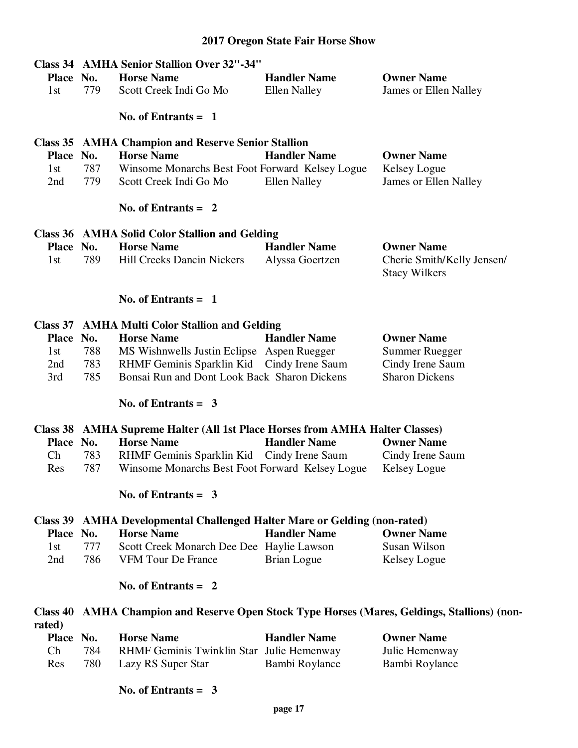# 2017 Oregon State Fair Horse Show

## Class 34 AMHA Senior Stallion Over 32"-34"

| Place | No. | Horse Name | Handler Name | Owner Name |
|---|---|---|---|---|
| 1st | 779 | Scott Creek Indi Go Mo | Ellen Nalley | James or Ellen Nalley |

**No. of Entrants = 1**

## Class 35 AMHA Champion and Reserve Senior Stallion

| Place | No. | Horse Name | Handler Name | Owner Name |
|---|---|---|---|---|
| 1st | 787 | Winsome Monarchs Best Foot Forward | Kelsey Logue | Kelsey Logue |
| 2nd | 779 | Scott Creek Indi Go Mo | Ellen Nalley | James or Ellen Nalley |

**No. of Entrants = 2**

## Class 36 AMHA Solid Color Stallion and Gelding

| Place | No. | Horse Name | Handler Name | Owner Name |
|---|---|---|---|---|
| 1st | 789 | Hill Creeks Dancin Nickers | Alyssa Goertzen | Cherie Smith/Kelly Jensen/ Stacy Wilkers |

**No. of Entrants = 1**

## Class 37 AMHA Multi Color Stallion and Gelding

| Place | No. | Horse Name | Handler Name | Owner Name |
|---|---|---|---|---|
| 1st | 788 | MS Wishnwells Justin Eclipse | Aspen Ruegger | Summer Ruegger |
| 2nd | 783 | RHMF Geminis Sparklin Kid | Cindy Irene Saum | Cindy Irene Saum |
| 3rd | 785 | Bonsai Run and Dont Look Back | Sharon Dickens | Sharon Dickens |

**No. of Entrants = 3**

## Class 38 AMHA Supreme Halter (All 1st Place Horses from AMHA Halter Classes)

| Place | No. | Horse Name | Handler Name | Owner Name |
|---|---|---|---|---|
| Ch | 783 | RHMF Geminis Sparklin Kid | Cindy Irene Saum | Cindy Irene Saum |
| Res | 787 | Winsome Monarchs Best Foot Forward | Kelsey Logue | Kelsey Logue |

**No. of Entrants = 3**

## Class 39 AMHA Developmental Challenged Halter Mare or Gelding (non-rated)

| Place | No. | Horse Name | Handler Name | Owner Name |
|---|---|---|---|---|
| 1st | 777 | Scott Creek Monarch Dee Dee | Haylie Lawson | Susan Wilson |
| 2nd | 786 | VFM Tour De France | Brian Logue | Kelsey Logue |

**No. of Entrants = 2**

## Class 40 AMHA Champion and Reserve Open Stock Type Horses (Mares, Geldings, Stallions) (non-rated)

| Place | No. | Horse Name | Handler Name | Owner Name |
|---|---|---|---|---|
| Ch | 784 | RHMF Geminis Twinklin Star | Julie Hemenway | Julie Hemenway |
| Res | 780 | Lazy RS Super Star | Bambi Roylance | Bambi Roylance |

**No. of Entrants = 3**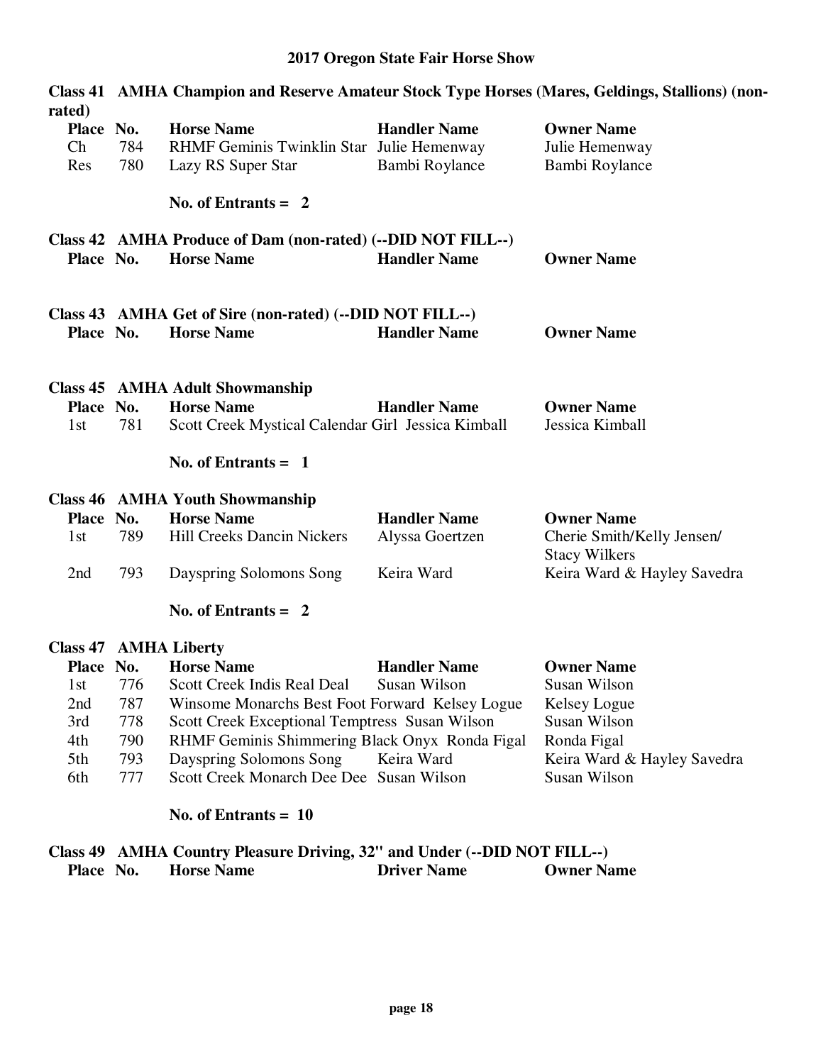# 2017 Oregon State Fair Horse Show

## Class 41 AMHA Champion and Reserve Amateur Stock Type Horses (Mares, Geldings, Stallions) (non-rated)

| Place | No. | Horse Name | Handler Name | Owner Name |
|---|---|---|---|---|
| Ch | 784 | RHMF Geminis Twinklin Star | Julie Hemenway | Julie Hemenway |
| Res | 780 | Lazy RS Super Star | Bambi Roylance | Bambi Roylance |

**No. of Entrants = 2**

## Class 42 AMHA Produce of Dam (non-rated) (--DID NOT FILL--)

| Place | No. | Horse Name | Handler Name | Owner Name |
|---|---|---|---|---|

## Class 43 AMHA Get of Sire (non-rated) (--DID NOT FILL--)

| Place | No. | Horse Name | Handler Name | Owner Name |
|---|---|---|---|---|

## Class 45 AMHA Adult Showmanship

| Place | No. | Horse Name | Handler Name | Owner Name |
|---|---|---|---|---|
| 1st | 781 | Scott Creek Mystical Calendar Girl | Jessica Kimball | Jessica Kimball |

**No. of Entrants = 1**

## Class 46 AMHA Youth Showmanship

| Place | No. | Horse Name | Handler Name | Owner Name |
|---|---|---|---|---|
| 1st | 789 | Hill Creeks Dancin Nickers | Alyssa Goertzen | Cherie Smith/Kelly Jensen/ Stacy Wilkers |
| 2nd | 793 | Dayspring Solomons Song | Keira Ward | Keira Ward & Hayley Savedra |

**No. of Entrants = 2**

## Class 47 AMHA Liberty

| Place | No. | Horse Name | Handler Name | Owner Name |
|---|---|---|---|---|
| 1st | 776 | Scott Creek Indis Real Deal | Susan Wilson | Susan Wilson |
| 2nd | 787 | Winsome Monarchs Best Foot Forward | Kelsey Logue | Kelsey Logue |
| 3rd | 778 | Scott Creek Exceptional Temptress | Susan Wilson | Susan Wilson |
| 4th | 790 | RHMF Geminis Shimmering Black Onyx | Ronda Figal | Ronda Figal |
| 5th | 793 | Dayspring Solomons Song | Keira Ward | Keira Ward & Hayley Savedra |
| 6th | 777 | Scott Creek Monarch Dee Dee | Susan Wilson | Susan Wilson |

**No. of Entrants = 10**

## Class 49 AMHA Country Pleasure Driving, 32" and Under (--DID NOT FILL--)

| Place | No. | Horse Name | Driver Name | Owner Name |
|---|---|---|---|---|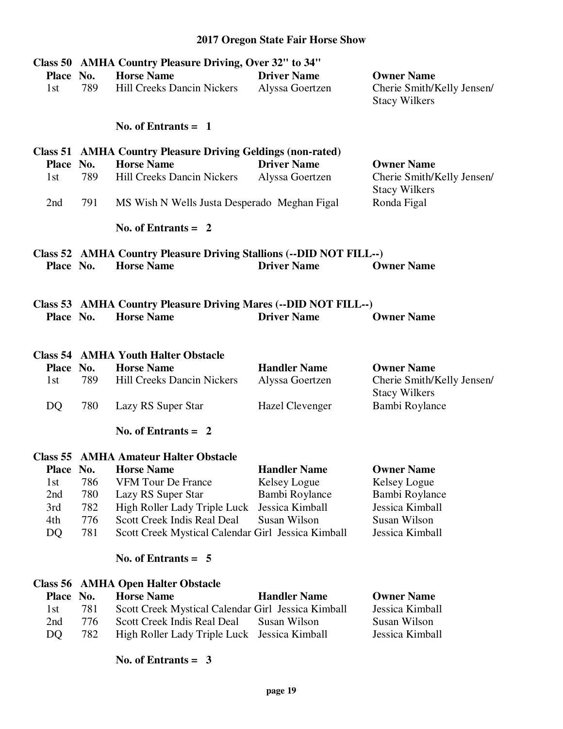## 2017 Oregon State Fair Horse Show

### Class 50 AMHA Country Pleasure Driving, Over 32" to 34"

| Place | No. | Horse Name | Driver Name | Owner Name |
|---|---|---|---|---|
| 1st | 789 | Hill Creeks Dancin Nickers | Alyssa Goertzen | Cherie Smith/Kelly Jensen/ Stacy Wilkers |

**No. of Entrants = 1**

### Class 51 AMHA Country Pleasure Driving Geldings (non-rated)

| Place | No. | Horse Name | Driver Name | Owner Name |
|---|---|---|---|---|
| 1st | 789 | Hill Creeks Dancin Nickers | Alyssa Goertzen | Cherie Smith/Kelly Jensen/ Stacy Wilkers |
| 2nd | 791 | MS Wish N Wells Justa Desperado | Meghan Figal | Ronda Figal |

**No. of Entrants = 2**

### Class 52 AMHA Country Pleasure Driving Stallions (--DID NOT FILL--)

| Place | No. | Horse Name | Driver Name | Owner Name |
|---|---|---|---|---|

### Class 53 AMHA Country Pleasure Driving Mares (--DID NOT FILL--)

| Place | No. | Horse Name | Driver Name | Owner Name |
|---|---|---|---|---|

### Class 54 AMHA Youth Halter Obstacle

| Place | No. | Horse Name | Handler Name | Owner Name |
|---|---|---|---|---|
| 1st | 789 | Hill Creeks Dancin Nickers | Alyssa Goertzen | Cherie Smith/Kelly Jensen/ Stacy Wilkers |
| DQ | 780 | Lazy RS Super Star | Hazel Clevenger | Bambi Roylance |

**No. of Entrants = 2**

### Class 55 AMHA Amateur Halter Obstacle

| Place | No. | Horse Name | Handler Name | Owner Name |
|---|---|---|---|---|
| 1st | 786 | VFM Tour De France | Kelsey Logue | Kelsey Logue |
| 2nd | 780 | Lazy RS Super Star | Bambi Roylance | Bambi Roylance |
| 3rd | 782 | High Roller Lady Triple Luck | Jessica Kimball | Jessica Kimball |
| 4th | 776 | Scott Creek Indis Real Deal | Susan Wilson | Susan Wilson |
| DQ | 781 | Scott Creek Mystical Calendar Girl | Jessica Kimball | Jessica Kimball |

**No. of Entrants = 5**

### Class 56 AMHA Open Halter Obstacle

| Place | No. | Horse Name | Handler Name | Owner Name |
|---|---|---|---|---|
| 1st | 781 | Scott Creek Mystical Calendar Girl | Jessica Kimball | Jessica Kimball |
| 2nd | 776 | Scott Creek Indis Real Deal | Susan Wilson | Susan Wilson |
| DQ | 782 | High Roller Lady Triple Luck | Jessica Kimball | Jessica Kimball |

**No. of Entrants = 3**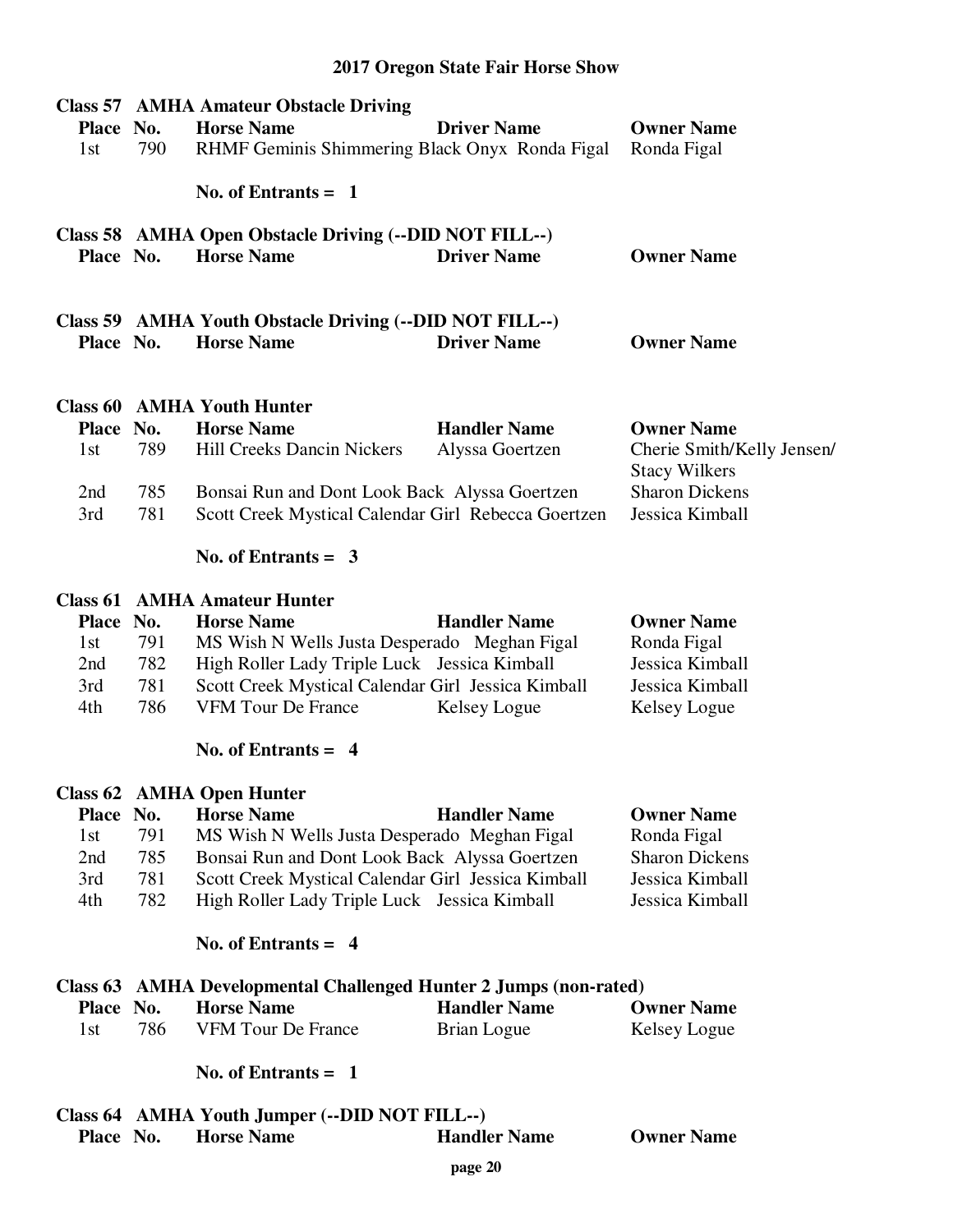# 2017 Oregon State Fair Horse Show

## Class 57 AMHA Amateur Obstacle Driving

| Place | No. | Horse Name | Driver Name | Owner Name |
|---|---|---|---|---|
| 1st | 790 | RHMF Geminis Shimmering Black Onyx | Ronda Figal | Ronda Figal |

**No. of Entrants = 1**

## Class 58 AMHA Open Obstacle Driving (--DID NOT FILL--)

| Place | No. | Horse Name | Driver Name | Owner Name |
|---|---|---|---|---|

## Class 59 AMHA Youth Obstacle Driving (--DID NOT FILL--)

| Place | No. | Horse Name | Driver Name | Owner Name |
|---|---|---|---|---|

## Class 60 AMHA Youth Hunter

| Place | No. | Horse Name | Handler Name | Owner Name |
|---|---|---|---|---|
| 1st | 789 | Hill Creeks Dancin Nickers | Alyssa Goertzen | Cherie Smith/Kelly Jensen/ Stacy Wilkers |
| 2nd | 785 | Bonsai Run and Dont Look Back | Alyssa Goertzen | Sharon Dickens |
| 3rd | 781 | Scott Creek Mystical Calendar Girl | Rebecca Goertzen | Jessica Kimball |

**No. of Entrants = 3**

## Class 61 AMHA Amateur Hunter

| Place | No. | Horse Name | Handler Name | Owner Name |
|---|---|---|---|---|
| 1st | 791 | MS Wish N Wells Justa Desperado | Meghan Figal | Ronda Figal |
| 2nd | 782 | High Roller Lady Triple Luck | Jessica Kimball | Jessica Kimball |
| 3rd | 781 | Scott Creek Mystical Calendar Girl | Jessica Kimball | Jessica Kimball |
| 4th | 786 | VFM Tour De France | Kelsey Logue | Kelsey Logue |

**No. of Entrants = 4**

## Class 62 AMHA Open Hunter

| Place | No. | Horse Name | Handler Name | Owner Name |
|---|---|---|---|---|
| 1st | 791 | MS Wish N Wells Justa Desperado | Meghan Figal | Ronda Figal |
| 2nd | 785 | Bonsai Run and Dont Look Back | Alyssa Goertzen | Sharon Dickens |
| 3rd | 781 | Scott Creek Mystical Calendar Girl | Jessica Kimball | Jessica Kimball |
| 4th | 782 | High Roller Lady Triple Luck | Jessica Kimball | Jessica Kimball |

**No. of Entrants = 4**

## Class 63 AMHA Developmental Challenged Hunter 2 Jumps (non-rated)

| Place | No. | Horse Name | Handler Name | Owner Name |
|---|---|---|---|---|
| 1st | 786 | VFM Tour De France | Brian Logue | Kelsey Logue |

**No. of Entrants = 1**

## Class 64 AMHA Youth Jumper (--DID NOT FILL--)

| Place | No. | Horse Name | Handler Name | Owner Name |
|---|---|---|---|---|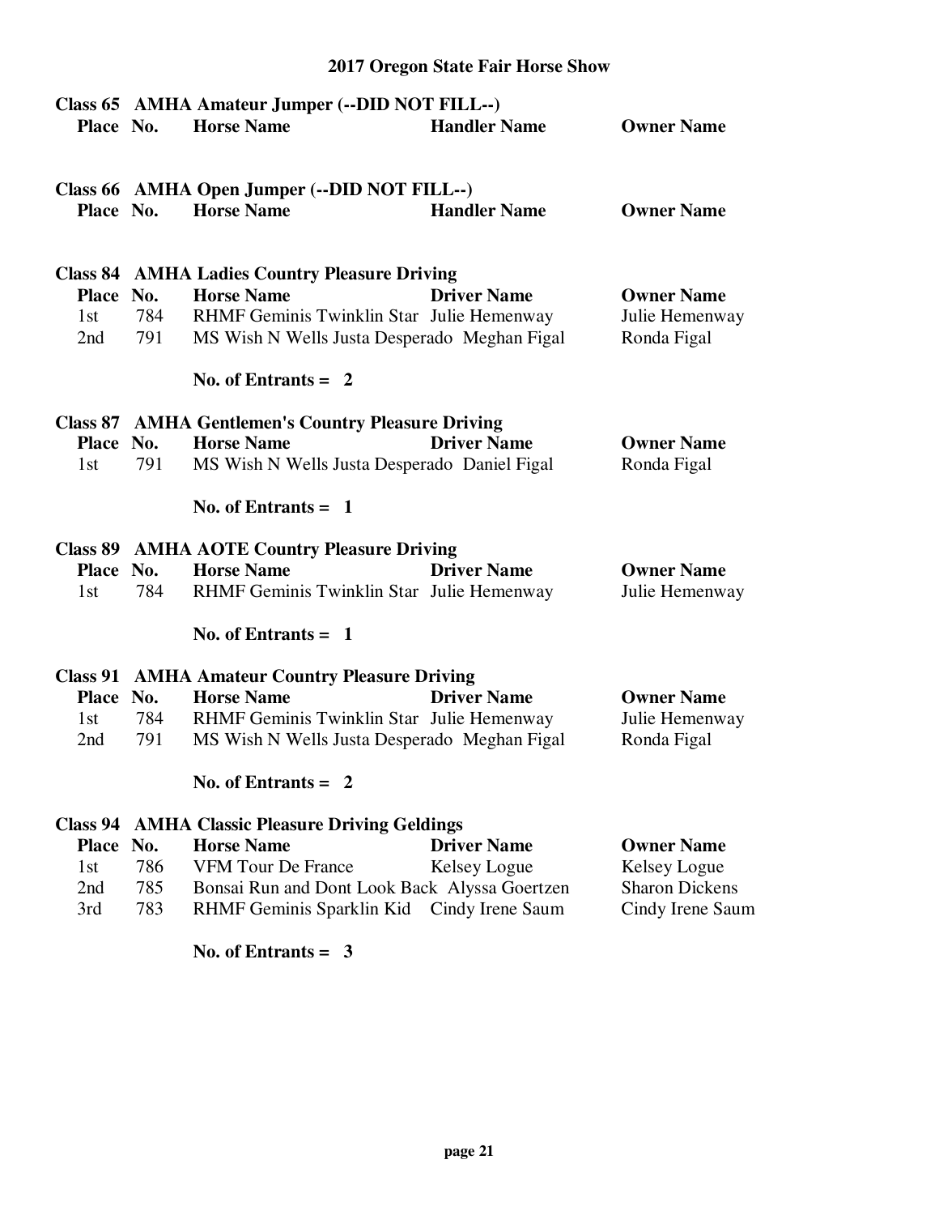# 2017 Oregon State Fair Horse Show

## Class 65 AMHA Amateur Jumper (--DID NOT FILL--)

| Place | No. | Horse Name | Handler Name | Owner Name |
|---|---|---|---|---|

## Class 66 AMHA Open Jumper (--DID NOT FILL--)

| Place | No. | Horse Name | Handler Name | Owner Name |
|---|---|---|---|---|

## Class 84 AMHA Ladies Country Pleasure Driving

| Place | No. | Horse Name | Driver Name | Owner Name |
|---|---|---|---|---|
| 1st | 784 | RHMF Geminis Twinklin Star | Julie Hemenway | Julie Hemenway |
| 2nd | 791 | MS Wish N Wells Justa Desperado | Meghan Figal | Ronda Figal |

**No. of Entrants = 2**

## Class 87 AMHA Gentlemen's Country Pleasure Driving

| Place | No. | Horse Name | Driver Name | Owner Name |
|---|---|---|---|---|
| 1st | 791 | MS Wish N Wells Justa Desperado | Daniel Figal | Ronda Figal |

**No. of Entrants = 1**

## Class 89 AMHA AOTE Country Pleasure Driving

| Place | No. | Horse Name | Driver Name | Owner Name |
|---|---|---|---|---|
| 1st | 784 | RHMF Geminis Twinklin Star | Julie Hemenway | Julie Hemenway |

**No. of Entrants = 1**

## Class 91 AMHA Amateur Country Pleasure Driving

| Place | No. | Horse Name | Driver Name | Owner Name |
|---|---|---|---|---|
| 1st | 784 | RHMF Geminis Twinklin Star | Julie Hemenway | Julie Hemenway |
| 2nd | 791 | MS Wish N Wells Justa Desperado | Meghan Figal | Ronda Figal |

**No. of Entrants = 2**

## Class 94 AMHA Classic Pleasure Driving Geldings

| Place | No. | Horse Name | Driver Name | Owner Name |
|---|---|---|---|---|
| 1st | 786 | VFM Tour De France | Kelsey Logue | Kelsey Logue |
| 2nd | 785 | Bonsai Run and Dont Look Back | Alyssa Goertzen | Sharon Dickens |
| 3rd | 783 | RHMF Geminis Sparklin Kid | Cindy Irene Saum | Cindy Irene Saum |

**No. of Entrants = 3**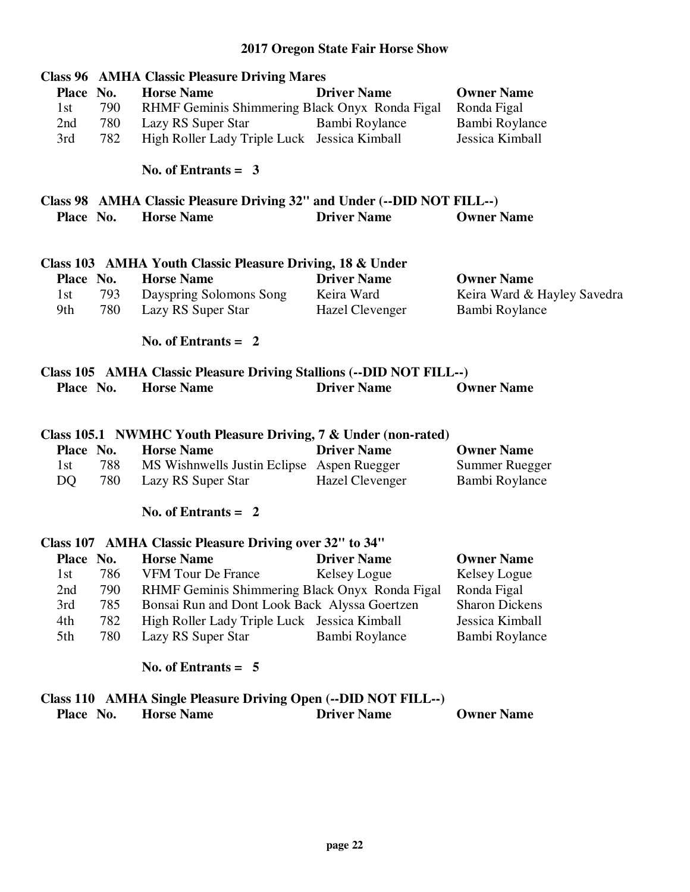# 2017 Oregon State Fair Horse Show

## Class 96 AMHA Classic Pleasure Driving Mares

| Place | No. | Horse Name | Driver Name | Owner Name |
|---|---|---|---|---|
| 1st | 790 | RHMF Geminis Shimmering Black Onyx | Ronda Figal | Ronda Figal |
| 2nd | 780 | Lazy RS Super Star | Bambi Roylance | Bambi Roylance |
| 3rd | 782 | High Roller Lady Triple Luck | Jessica Kimball | Jessica Kimball |

**No. of Entrants = 3**

## Class 98 AMHA Classic Pleasure Driving 32" and Under (--DID NOT FILL--)

| Place | No. | Horse Name | Driver Name | Owner Name |
|---|---|---|---|---|

## Class 103 AMHA Youth Classic Pleasure Driving, 18 & Under

| Place | No. | Horse Name | Driver Name | Owner Name |
|---|---|---|---|---|
| 1st | 793 | Dayspring Solomons Song | Keira Ward | Keira Ward & Hayley Savedra |
| 9th | 780 | Lazy RS Super Star | Hazel Clevenger | Bambi Roylance |

**No. of Entrants = 2**

## Class 105 AMHA Classic Pleasure Driving Stallions (--DID NOT FILL--)

| Place | No. | Horse Name | Driver Name | Owner Name |
|---|---|---|---|---|

## Class 105.1 NWMHC Youth Pleasure Driving, 7 & Under (non-rated)

| Place | No. | Horse Name | Driver Name | Owner Name |
|---|---|---|---|---|
| 1st | 788 | MS Wishnwells Justin Eclipse | Aspen Ruegger | Summer Ruegger |
| DQ | 780 | Lazy RS Super Star | Hazel Clevenger | Bambi Roylance |

**No. of Entrants = 2**

## Class 107 AMHA Classic Pleasure Driving over 32" to 34"

| Place | No. | Horse Name | Driver Name | Owner Name |
|---|---|---|---|---|
| 1st | 786 | VFM Tour De France | Kelsey Logue | Kelsey Logue |
| 2nd | 790 | RHMF Geminis Shimmering Black Onyx | Ronda Figal | Ronda Figal |
| 3rd | 785 | Bonsai Run and Dont Look Back | Alyssa Goertzen | Sharon Dickens |
| 4th | 782 | High Roller Lady Triple Luck | Jessica Kimball | Jessica Kimball |
| 5th | 780 | Lazy RS Super Star | Bambi Roylance | Bambi Roylance |

**No. of Entrants = 5**

## Class 110 AMHA Single Pleasure Driving Open (--DID NOT FILL--)

| Place | No. | Horse Name | Driver Name | Owner Name |
|---|---|---|---|---|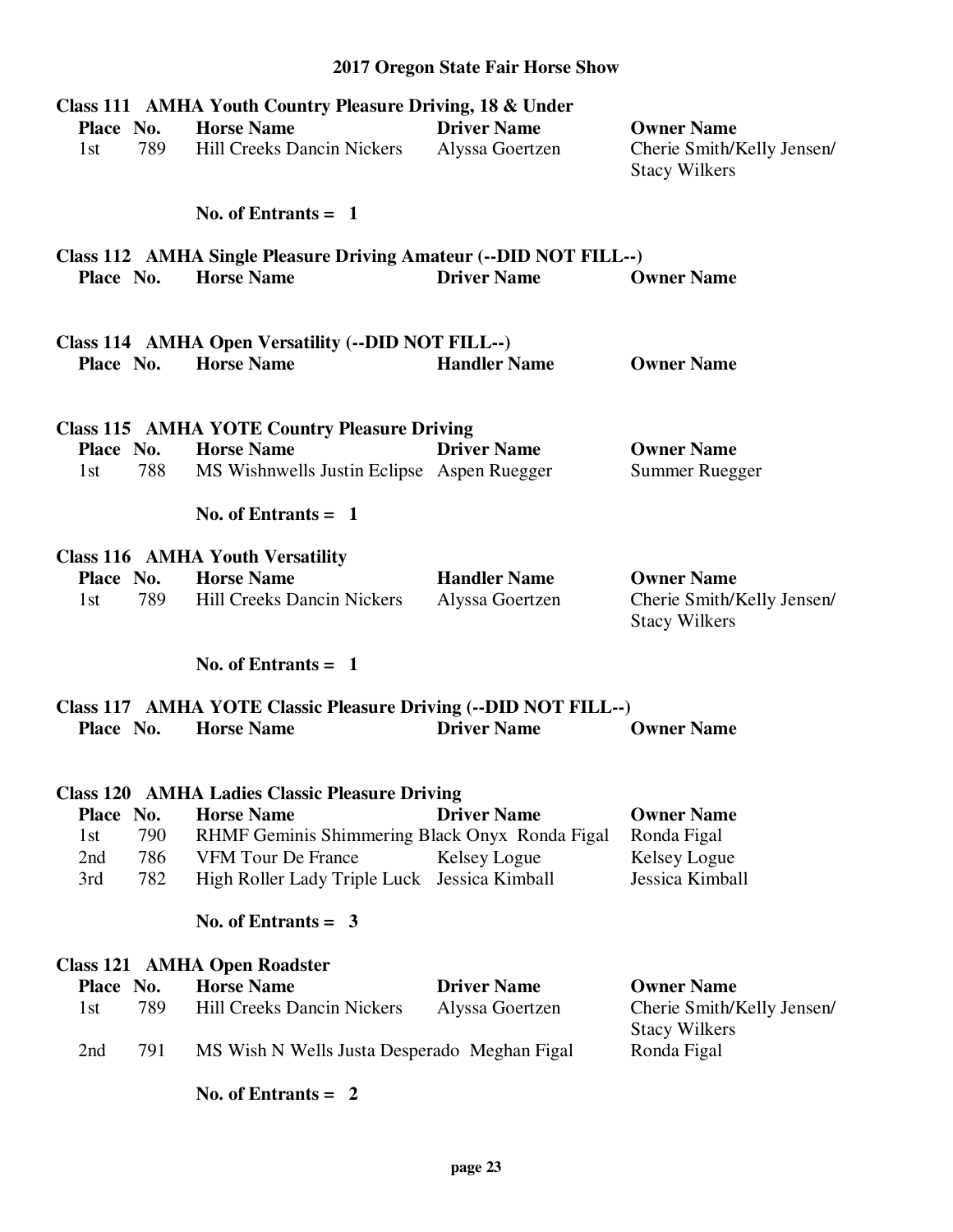# 2017 Oregon State Fair Horse Show

## Class 111 AMHA Youth Country Pleasure Driving, 18 & Under

| Place | No. | Horse Name | Driver Name | Owner Name |
|---|---|---|---|---|
| 1st | 789 | Hill Creeks Dancin Nickers | Alyssa Goertzen | Cherie Smith/Kelly Jensen/ Stacy Wilkers |

**No. of Entrants = 1**

## Class 112 AMHA Single Pleasure Driving Amateur (--DID NOT FILL--)

| Place | No. | Horse Name | Driver Name | Owner Name |
|---|---|---|---|---|

## Class 114 AMHA Open Versatility (--DID NOT FILL--)

| Place | No. | Horse Name | Handler Name | Owner Name |
|---|---|---|---|---|

## Class 115 AMHA YOTE Country Pleasure Driving

| Place | No. | Horse Name | Driver Name | Owner Name |
|---|---|---|---|---|
| 1st | 788 | MS Wishnwells Justin Eclipse | Aspen Ruegger | Summer Ruegger |

**No. of Entrants = 1**

## Class 116 AMHA Youth Versatility

| Place | No. | Horse Name | Handler Name | Owner Name |
|---|---|---|---|---|
| 1st | 789 | Hill Creeks Dancin Nickers | Alyssa Goertzen | Cherie Smith/Kelly Jensen/ Stacy Wilkers |

**No. of Entrants = 1**

## Class 117 AMHA YOTE Classic Pleasure Driving (--DID NOT FILL--)

| Place | No. | Horse Name | Driver Name | Owner Name |
|---|---|---|---|---|

## Class 120 AMHA Ladies Classic Pleasure Driving

| Place | No. | Horse Name | Driver Name | Owner Name |
|---|---|---|---|---|
| 1st | 790 | RHMF Geminis Shimmering Black Onyx | Ronda Figal | Ronda Figal |
| 2nd | 786 | VFM Tour De France | Kelsey Logue | Kelsey Logue |
| 3rd | 782 | High Roller Lady Triple Luck | Jessica Kimball | Jessica Kimball |

**No. of Entrants = 3**

## Class 121 AMHA Open Roadster

| Place | No. | Horse Name | Driver Name | Owner Name |
|---|---|---|---|---|
| 1st | 789 | Hill Creeks Dancin Nickers | Alyssa Goertzen | Cherie Smith/Kelly Jensen/ Stacy Wilkers |
| 2nd | 791 | MS Wish N Wells Justa Desperado | Meghan Figal | Ronda Figal |

**No. of Entrants = 2**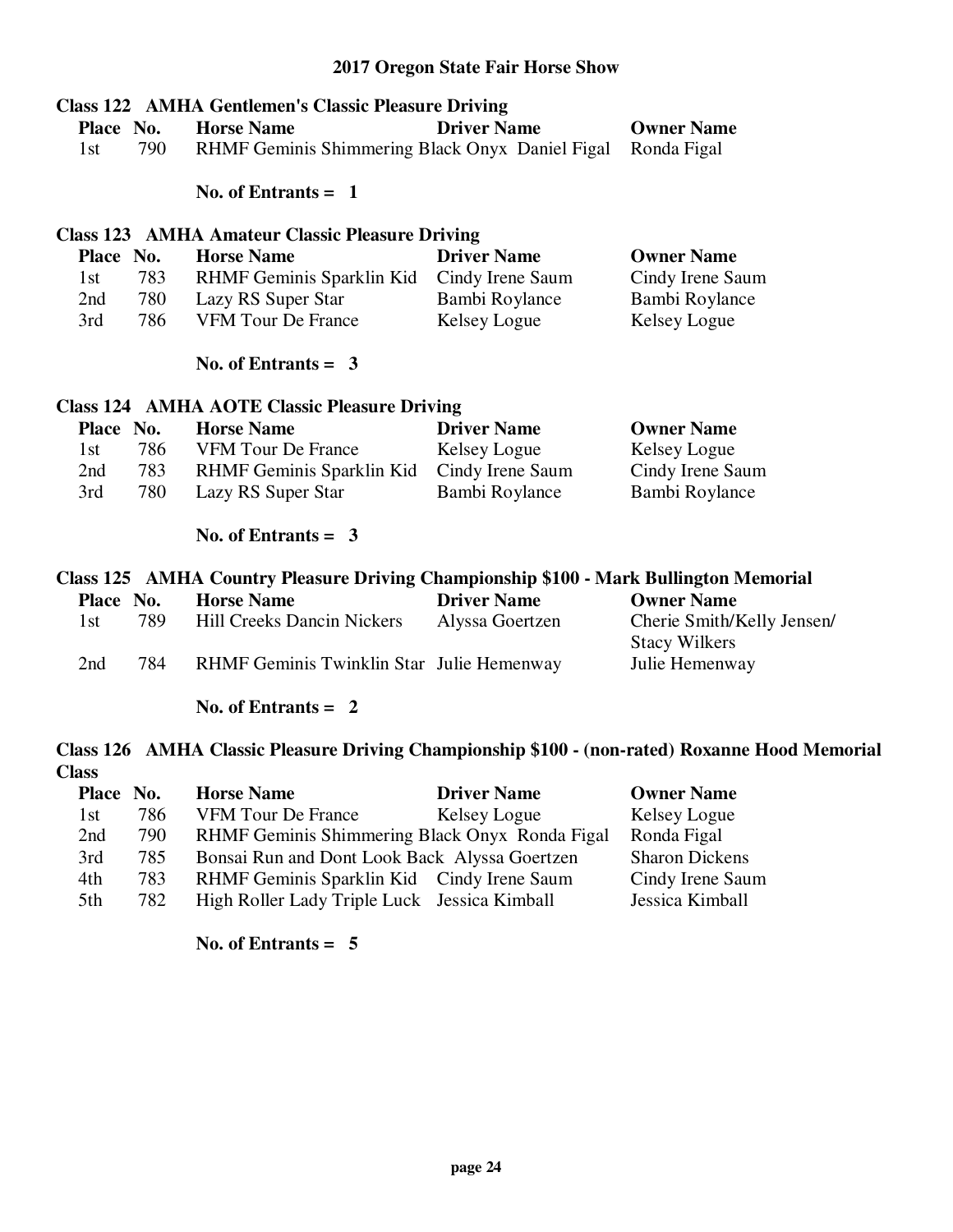# 2017 Oregon State Fair Horse Show

## Class 122 AMHA Gentlemen's Classic Pleasure Driving

| Place | No. | Horse Name | Driver Name | Owner Name |
|---|---|---|---|---|
| 1st | 790 | RHMF Geminis Shimmering Black Onyx | Daniel Figal | Ronda Figal |

**No. of Entrants = 1**

## Class 123 AMHA Amateur Classic Pleasure Driving

| Place | No. | Horse Name | Driver Name | Owner Name |
|---|---|---|---|---|
| 1st | 783 | RHMF Geminis Sparklin Kid | Cindy Irene Saum | Cindy Irene Saum |
| 2nd | 780 | Lazy RS Super Star | Bambi Roylance | Bambi Roylance |
| 3rd | 786 | VFM Tour De France | Kelsey Logue | Kelsey Logue |

**No. of Entrants = 3**

## Class 124 AMHA AOTE Classic Pleasure Driving

| Place | No. | Horse Name | Driver Name | Owner Name |
|---|---|---|---|---|
| 1st | 786 | VFM Tour De France | Kelsey Logue | Kelsey Logue |
| 2nd | 783 | RHMF Geminis Sparklin Kid | Cindy Irene Saum | Cindy Irene Saum |
| 3rd | 780 | Lazy RS Super Star | Bambi Roylance | Bambi Roylance |

**No. of Entrants = 3**

## Class 125 AMHA Country Pleasure Driving Championship $100 - Mark Bullington Memorial

| Place | No. | Horse Name | Driver Name | Owner Name |
|---|---|---|---|---|
| 1st | 789 | Hill Creeks Dancin Nickers | Alyssa Goertzen | Cherie Smith/Kelly Jensen/ Stacy Wilkers |
| 2nd | 784 | RHMF Geminis Twinklin Star | Julie Hemenway | Julie Hemenway |

**No. of Entrants = 2**

## Class 126 AMHA Classic Pleasure Driving Championship $100 - (non-rated) Roxanne Hood Memorial Class

| Place | No. | Horse Name | Driver Name | Owner Name |
|---|---|---|---|---|
| 1st | 786 | VFM Tour De France | Kelsey Logue | Kelsey Logue |
| 2nd | 790 | RHMF Geminis Shimmering Black Onyx | Ronda Figal | Ronda Figal |
| 3rd | 785 | Bonsai Run and Dont Look Back | Alyssa Goertzen | Sharon Dickens |
| 4th | 783 | RHMF Geminis Sparklin Kid | Cindy Irene Saum | Cindy Irene Saum |
| 5th | 782 | High Roller Lady Triple Luck | Jessica Kimball | Jessica Kimball |

**No. of Entrants = 5**